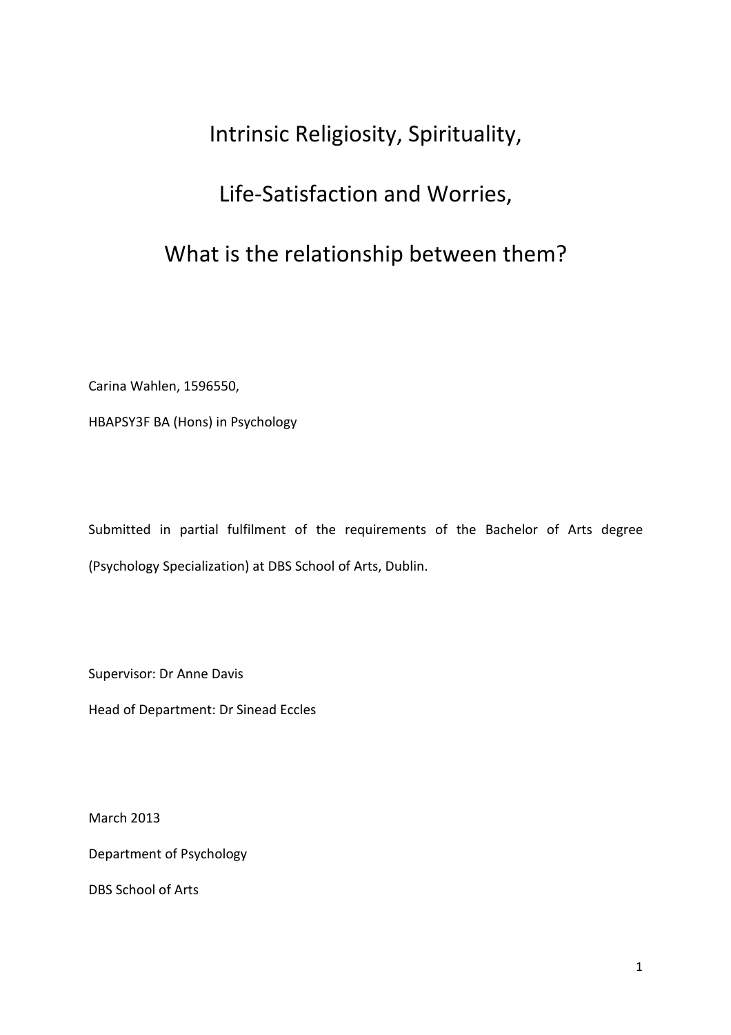# Intrinsic Religiosity, Spirituality,

# Life-Satisfaction and Worries,

# What is the relationship between them?

Carina Wahlen, 1596550,

HBAPSY3F BA (Hons) in Psychology

Submitted in partial fulfilment of the requirements of the Bachelor of Arts degree (Psychology Specialization) at DBS School of Arts, Dublin.

Supervisor: Dr Anne Davis

Head of Department: Dr Sinead Eccles

March 2013

Department of Psychology

DBS School of Arts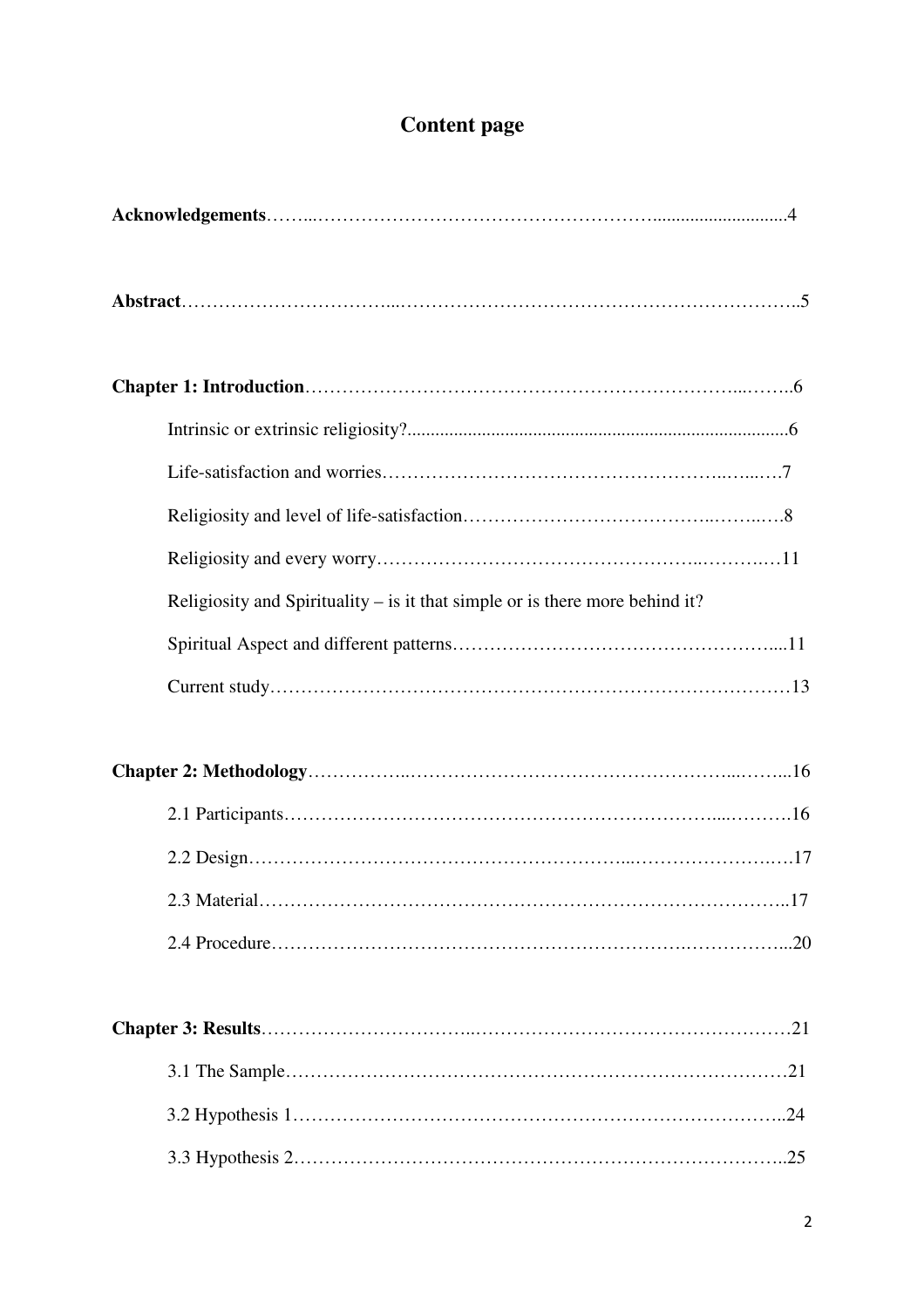# Content page

**Acknowledgements**……………………………………………………4

**Abstract**……………………………………………………………5

**Chapter 1: Introduction**……………………………………………6

Intrinsic or extrinsic religiosity?……………………………………6

Life-satisfaction and worries…………………………………………7

Religiosity and level of life-satisfaction……………………………8

Religiosity and every worry…………………………………………11

Religiosity and Spirituality – is it that simple or is there more behind it?

Spiritual Aspect and different patterns………………………………11

Current study…………………………………………………………13

**Chapter 2: Methodology**…………………………………………16

2.1 Participants………………………………………………………16

2.2 Design……………………………………………………………17

2.3 Material…………………………………………………………17

2.4 Procedure…………………………………………………………20

**Chapter 3: Results**…………………………………………………21

3.1 The Sample………………………………………………………21

3.2 Hypothesis 1………………………………………………………24

3.3 Hypothesis 2………………………………………………………25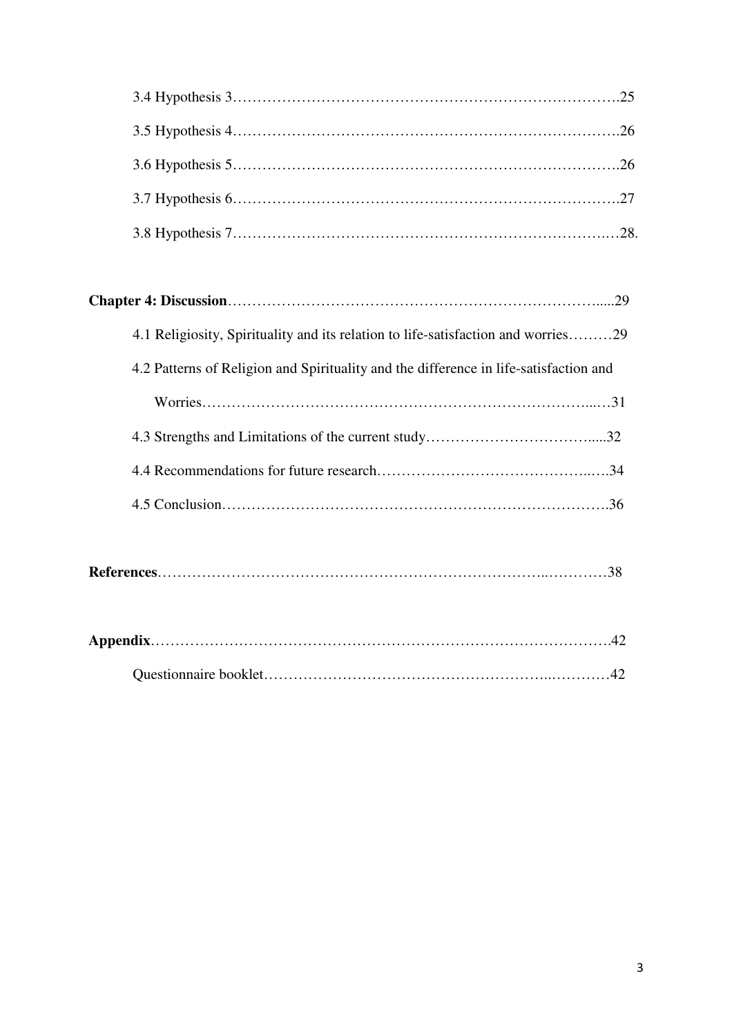3.4 Hypothesis 3……………………………………………………………………….25

3.5 Hypothesis 4……………………………………………………………………….26

3.6 Hypothesis 5……………………………………………………………………….26

3.7 Hypothesis 6……………………………………………………………………….27

3.8 Hypothesis 7……………………………………………………………………..…28.

**Chapter 4: Discussion**…………………………………………………………………......29

4.1 Religiosity, Spirituality and its relation to life-satisfaction and worries………29

4.2 Patterns of Religion and Spirituality and the difference in life-satisfaction and Worries……………………………………………………………………...…31

4.3 Strengths and Limitations of the current study……………………………….....32

4.4 Recommendations for future research……………………………………..….34

4.5 Conclusion……………………………………………………………………….36

**References**……………………………………………………………………..…………38

**Appendix**……………………………………………………………………………………42

Questionnaire booklet………………………………………………..…………42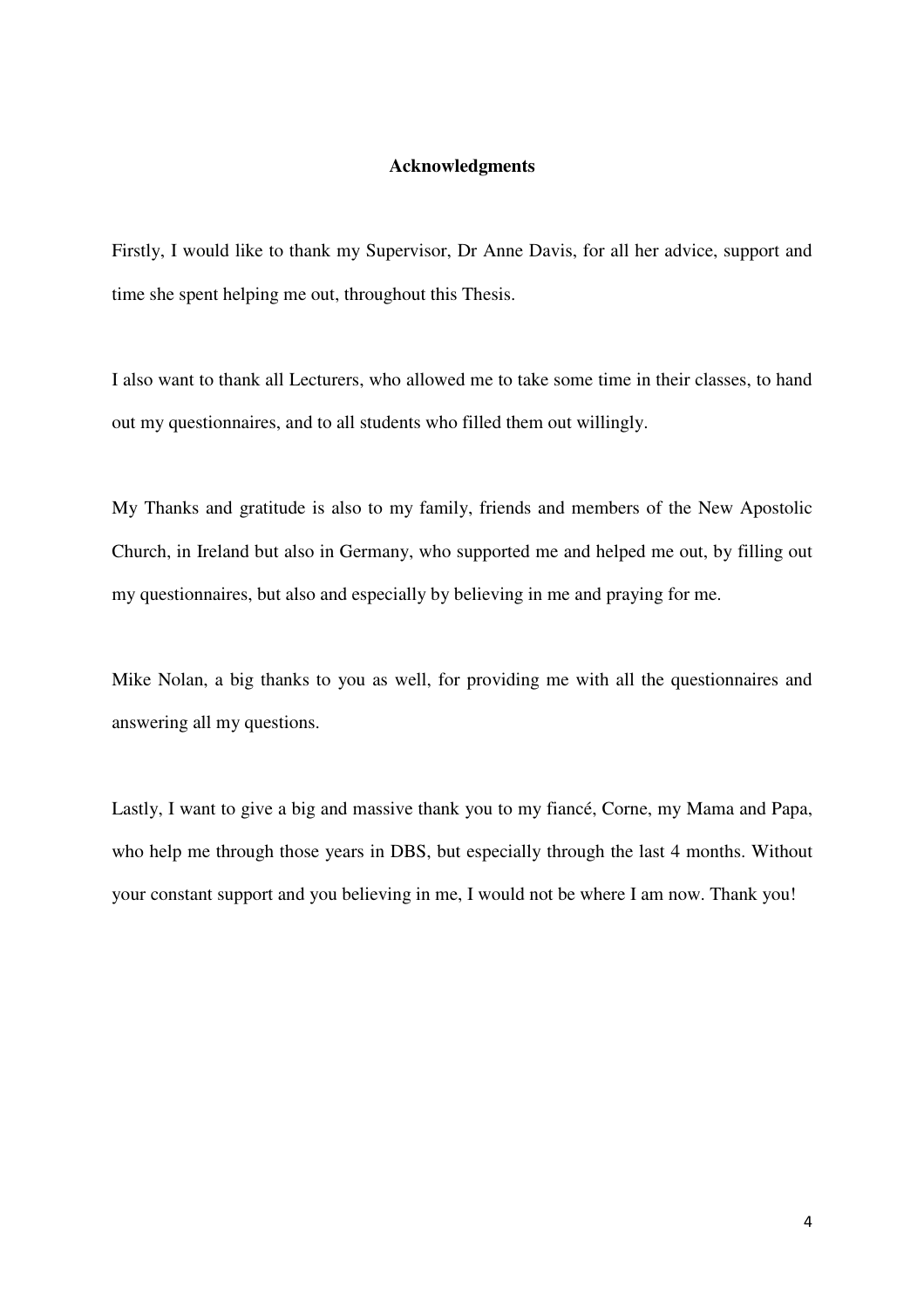## Acknowledgments

Firstly, I would like to thank my Supervisor, Dr Anne Davis, for all her advice, support and time she spent helping me out, throughout this Thesis.

I also want to thank all Lecturers, who allowed me to take some time in their classes, to hand out my questionnaires, and to all students who filled them out willingly.

My Thanks and gratitude is also to my family, friends and members of the New Apostolic Church, in Ireland but also in Germany, who supported me and helped me out, by filling out my questionnaires, but also and especially by believing in me and praying for me.

Mike Nolan, a big thanks to you as well, for providing me with all the questionnaires and answering all my questions.

Lastly, I want to give a big and massive thank you to my fiancé, Corne, my Mama and Papa, who help me through those years in DBS, but especially through the last 4 months. Without your constant support and you believing in me, I would not be where I am now. Thank you!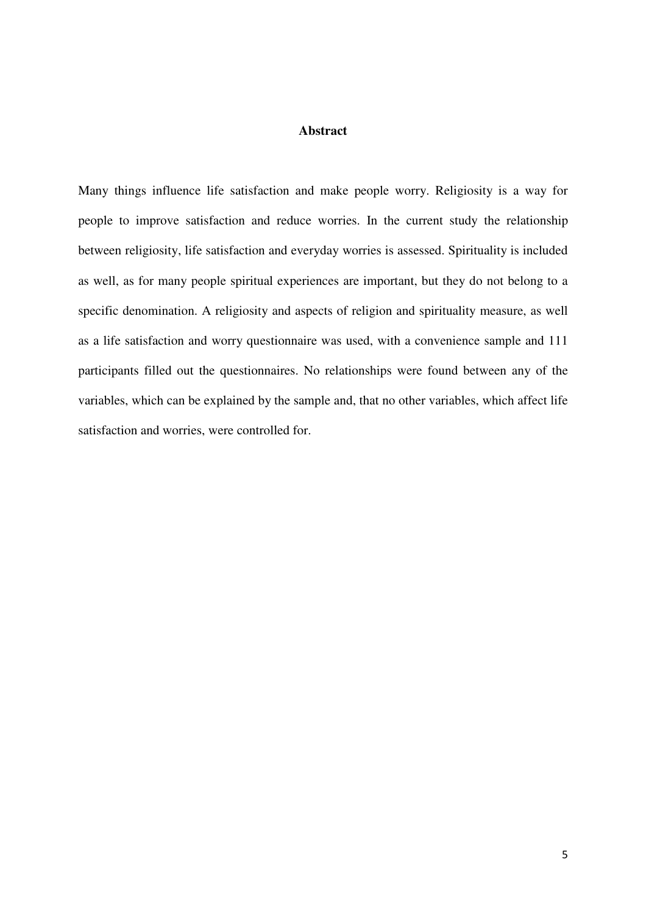# Abstract

Many things influence life satisfaction and make people worry. Religiosity is a way for people to improve satisfaction and reduce worries. In the current study the relationship between religiosity, life satisfaction and everyday worries is assessed. Spirituality is included as well, as for many people spiritual experiences are important, but they do not belong to a specific denomination. A religiosity and aspects of religion and spirituality measure, as well as a life satisfaction and worry questionnaire was used, with a convenience sample and 111 participants filled out the questionnaires. No relationships were found between any of the variables, which can be explained by the sample and, that no other variables, which affect life satisfaction and worries, were controlled for.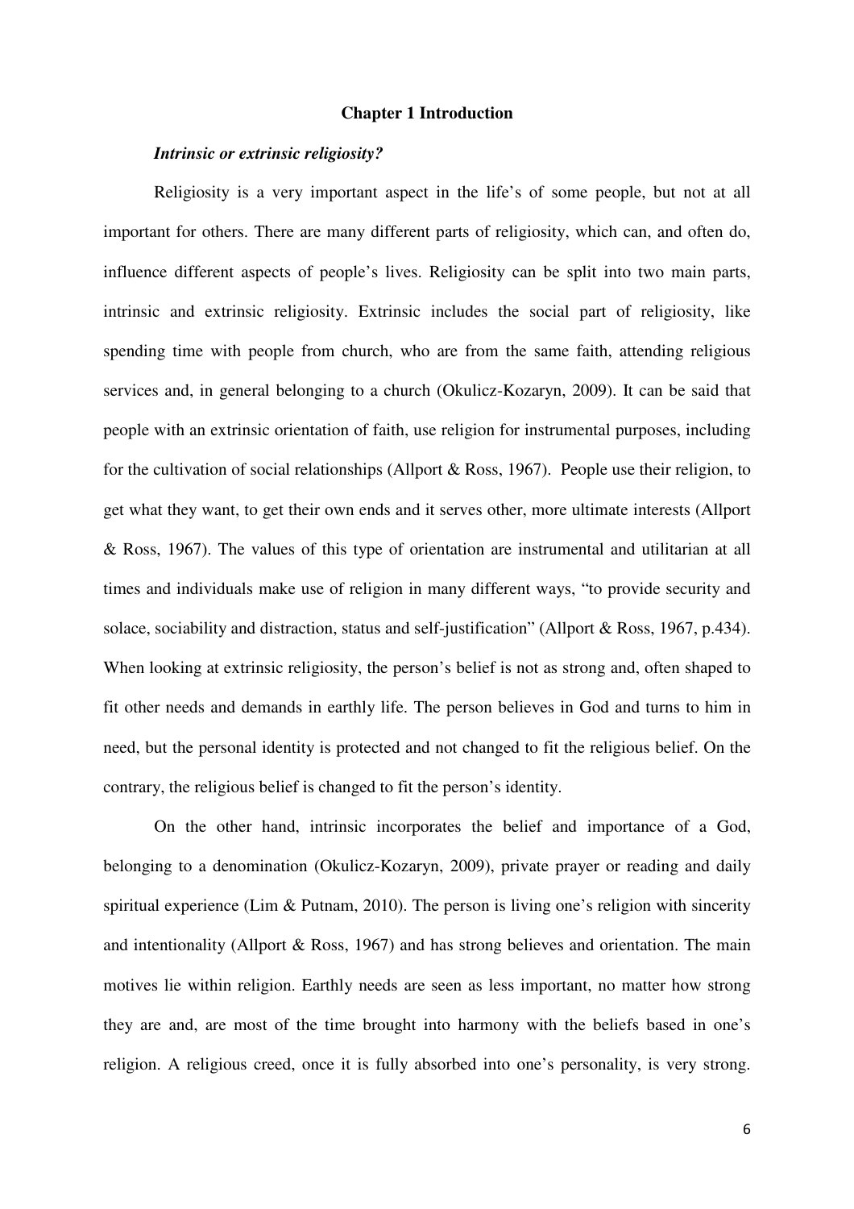# Chapter 1 Introduction

### *Intrinsic or extrinsic religiosity?*

Religiosity is a very important aspect in the life's of some people, but not at all important for others. There are many different parts of religiosity, which can, and often do, influence different aspects of people's lives. Religiosity can be split into two main parts, intrinsic and extrinsic religiosity. Extrinsic includes the social part of religiosity, like spending time with people from church, who are from the same faith, attending religious services and, in general belonging to a church (Okulicz-Kozaryn, 2009). It can be said that people with an extrinsic orientation of faith, use religion for instrumental purposes, including for the cultivation of social relationships (Allport & Ross, 1967). People use their religion, to get what they want, to get their own ends and it serves other, more ultimate interests (Allport & Ross, 1967). The values of this type of orientation are instrumental and utilitarian at all times and individuals make use of religion in many different ways, "to provide security and solace, sociability and distraction, status and self-justification" (Allport & Ross, 1967, p.434). When looking at extrinsic religiosity, the person's belief is not as strong and, often shaped to fit other needs and demands in earthly life. The person believes in God and turns to him in need, but the personal identity is protected and not changed to fit the religious belief. On the contrary, the religious belief is changed to fit the person's identity.

On the other hand, intrinsic incorporates the belief and importance of a God, belonging to a denomination (Okulicz-Kozaryn, 2009), private prayer or reading and daily spiritual experience (Lim & Putnam, 2010). The person is living one's religion with sincerity and intentionality (Allport & Ross, 1967) and has strong believes and orientation. The main motives lie within religion. Earthly needs are seen as less important, no matter how strong they are and, are most of the time brought into harmony with the beliefs based in one's religion. A religious creed, once it is fully absorbed into one's personality, is very strong.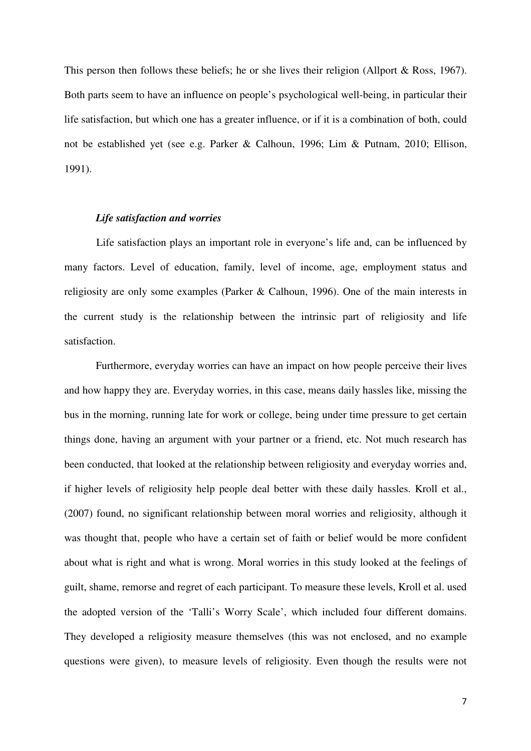This person then follows these beliefs; he or she lives their religion (Allport & Ross, 1967). Both parts seem to have an influence on people's psychological well-being, in particular their life satisfaction, but which one has a greater influence, or if it is a combination of both, could not be established yet (see e.g. Parker & Calhoun, 1996; Lim & Putnam, 2010; Ellison, 1991).

### *Life satisfaction and worries*

Life satisfaction plays an important role in everyone's life and, can be influenced by many factors. Level of education, family, level of income, age, employment status and religiosity are only some examples (Parker & Calhoun, 1996). One of the main interests in the current study is the relationship between the intrinsic part of religiosity and life satisfaction.

Furthermore, everyday worries can have an impact on how people perceive their lives and how happy they are. Everyday worries, in this case, means daily hassles like, missing the bus in the morning, running late for work or college, being under time pressure to get certain things done, having an argument with your partner or a friend, etc. Not much research has been conducted, that looked at the relationship between religiosity and everyday worries and, if higher levels of religiosity help people deal better with these daily hassles. Kroll et al., (2007) found, no significant relationship between moral worries and religiosity, although it was thought that, people who have a certain set of faith or belief would be more confident about what is right and what is wrong. Moral worries in this study looked at the feelings of guilt, shame, remorse and regret of each participant. To measure these levels, Kroll et al. used the adopted version of the 'Talli's Worry Scale', which included four different domains. They developed a religiosity measure themselves (this was not enclosed, and no example questions were given), to measure levels of religiosity. Even though the results were not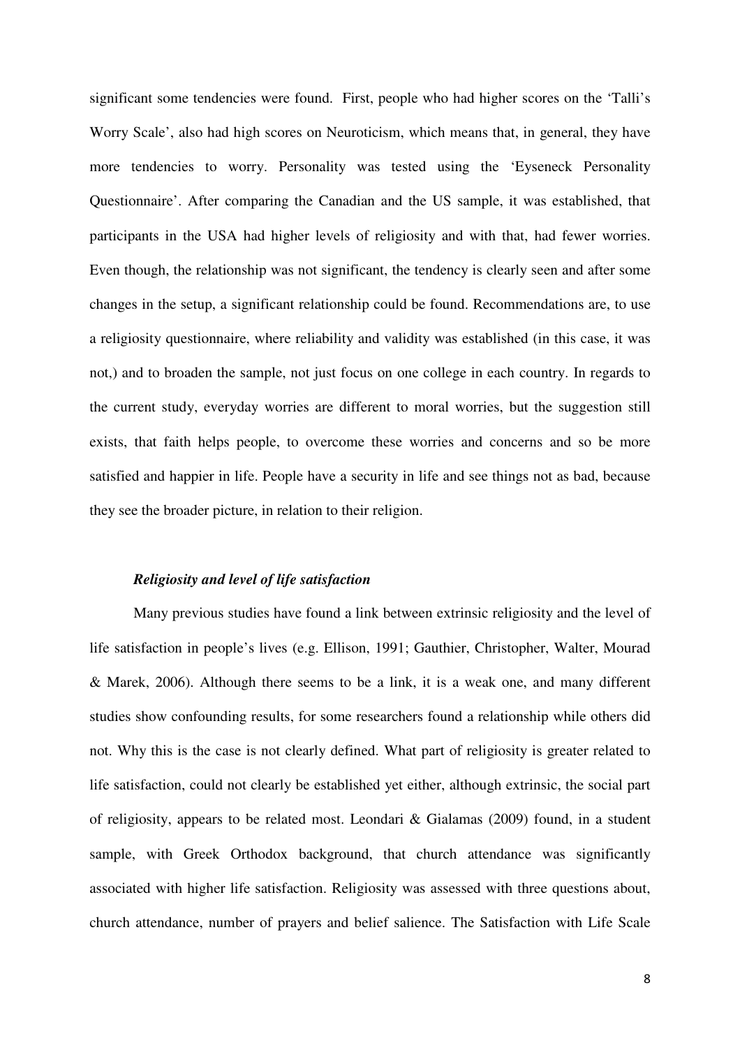significant some tendencies were found. First, people who had higher scores on the 'Talli's Worry Scale', also had high scores on Neuroticism, which means that, in general, they have more tendencies to worry. Personality was tested using the 'Eyseneck Personality Questionnaire'. After comparing the Canadian and the US sample, it was established, that participants in the USA had higher levels of religiosity and with that, had fewer worries. Even though, the relationship was not significant, the tendency is clearly seen and after some changes in the setup, a significant relationship could be found. Recommendations are, to use a religiosity questionnaire, where reliability and validity was established (in this case, it was not,) and to broaden the sample, not just focus on one college in each country. In regards to the current study, everyday worries are different to moral worries, but the suggestion still exists, that faith helps people, to overcome these worries and concerns and so be more satisfied and happier in life. People have a security in life and see things not as bad, because they see the broader picture, in relation to their religion.

### *Religiosity and level of life satisfaction*

Many previous studies have found a link between extrinsic religiosity and the level of life satisfaction in people's lives (e.g. Ellison, 1991; Gauthier, Christopher, Walter, Mourad & Marek, 2006). Although there seems to be a link, it is a weak one, and many different studies show confounding results, for some researchers found a relationship while others did not. Why this is the case is not clearly defined. What part of religiosity is greater related to life satisfaction, could not clearly be established yet either, although extrinsic, the social part of religiosity, appears to be related most. Leondari & Gialamas (2009) found, in a student sample, with Greek Orthodox background, that church attendance was significantly associated with higher life satisfaction. Religiosity was assessed with three questions about, church attendance, number of prayers and belief salience. The Satisfaction with Life Scale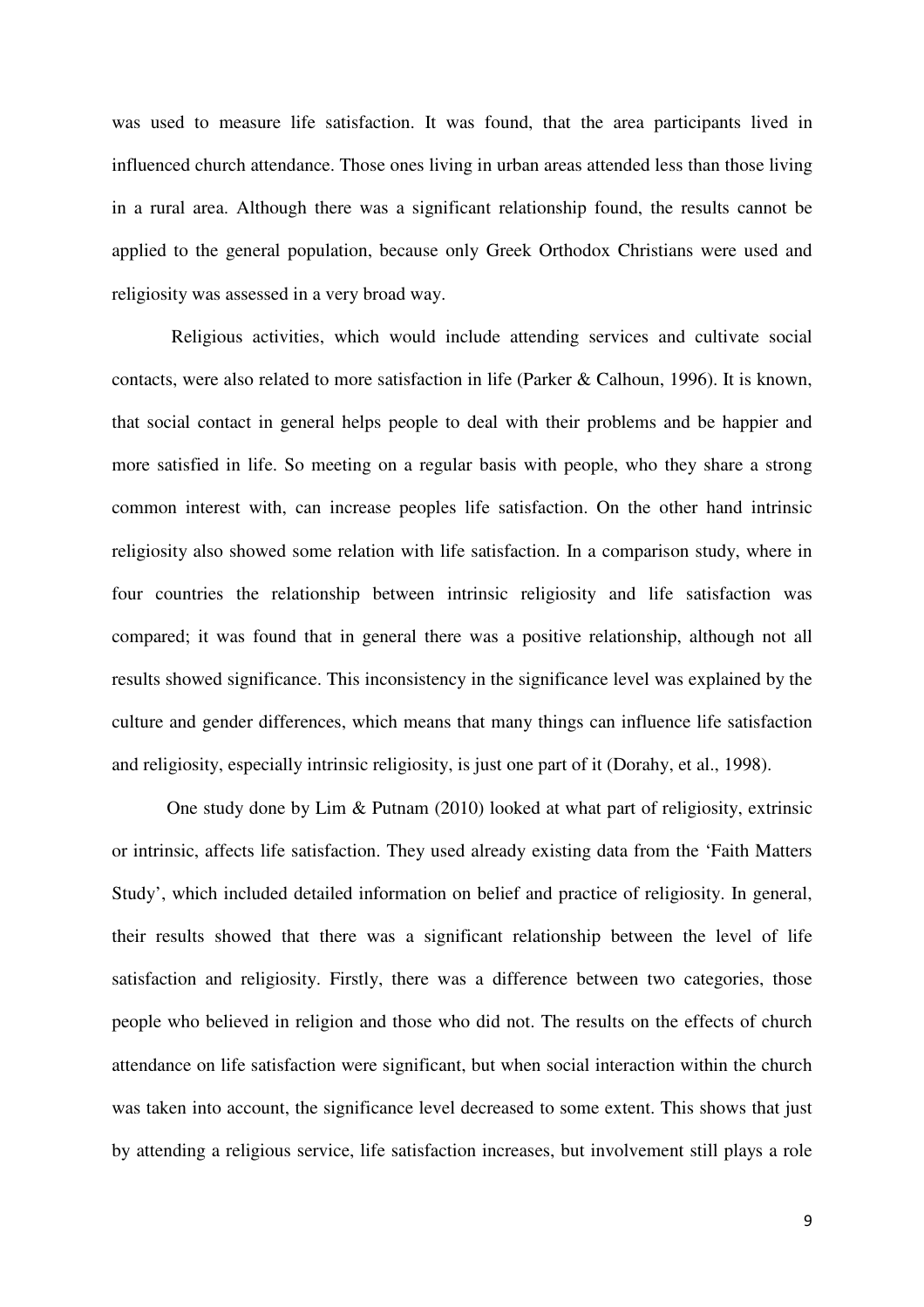was used to measure life satisfaction. It was found, that the area participants lived in influenced church attendance. Those ones living in urban areas attended less than those living in a rural area. Although there was a significant relationship found, the results cannot be applied to the general population, because only Greek Orthodox Christians were used and religiosity was assessed in a very broad way.

Religious activities, which would include attending services and cultivate social contacts, were also related to more satisfaction in life (Parker & Calhoun, 1996). It is known, that social contact in general helps people to deal with their problems and be happier and more satisfied in life. So meeting on a regular basis with people, who they share a strong common interest with, can increase peoples life satisfaction. On the other hand intrinsic religiosity also showed some relation with life satisfaction. In a comparison study, where in four countries the relationship between intrinsic religiosity and life satisfaction was compared; it was found that in general there was a positive relationship, although not all results showed significance. This inconsistency in the significance level was explained by the culture and gender differences, which means that many things can influence life satisfaction and religiosity, especially intrinsic religiosity, is just one part of it (Dorahy, et al., 1998).

One study done by Lim & Putnam (2010) looked at what part of religiosity, extrinsic or intrinsic, affects life satisfaction. They used already existing data from the 'Faith Matters Study', which included detailed information on belief and practice of religiosity. In general, their results showed that there was a significant relationship between the level of life satisfaction and religiosity. Firstly, there was a difference between two categories, those people who believed in religion and those who did not. The results on the effects of church attendance on life satisfaction were significant, but when social interaction within the church was taken into account, the significance level decreased to some extent. This shows that just by attending a religious service, life satisfaction increases, but involvement still plays a role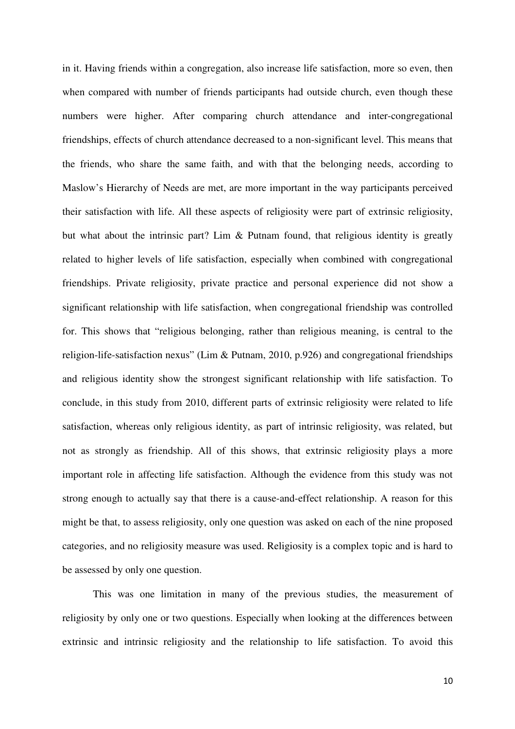in it. Having friends within a congregation, also increase life satisfaction, more so even, then when compared with number of friends participants had outside church, even though these numbers were higher. After comparing church attendance and inter-congregational friendships, effects of church attendance decreased to a non-significant level. This means that the friends, who share the same faith, and with that the belonging needs, according to Maslow's Hierarchy of Needs are met, are more important in the way participants perceived their satisfaction with life. All these aspects of religiosity were part of extrinsic religiosity, but what about the intrinsic part? Lim & Putnam found, that religious identity is greatly related to higher levels of life satisfaction, especially when combined with congregational friendships. Private religiosity, private practice and personal experience did not show a significant relationship with life satisfaction, when congregational friendship was controlled for. This shows that "religious belonging, rather than religious meaning, is central to the religion-life-satisfaction nexus" (Lim & Putnam, 2010, p.926) and congregational friendships and religious identity show the strongest significant relationship with life satisfaction. To conclude, in this study from 2010, different parts of extrinsic religiosity were related to life satisfaction, whereas only religious identity, as part of intrinsic religiosity, was related, but not as strongly as friendship. All of this shows, that extrinsic religiosity plays a more important role in affecting life satisfaction. Although the evidence from this study was not strong enough to actually say that there is a cause-and-effect relationship. A reason for this might be that, to assess religiosity, only one question was asked on each of the nine proposed categories, and no religiosity measure was used. Religiosity is a complex topic and is hard to be assessed by only one question.

This was one limitation in many of the previous studies, the measurement of religiosity by only one or two questions. Especially when looking at the differences between extrinsic and intrinsic religiosity and the relationship to life satisfaction. To avoid this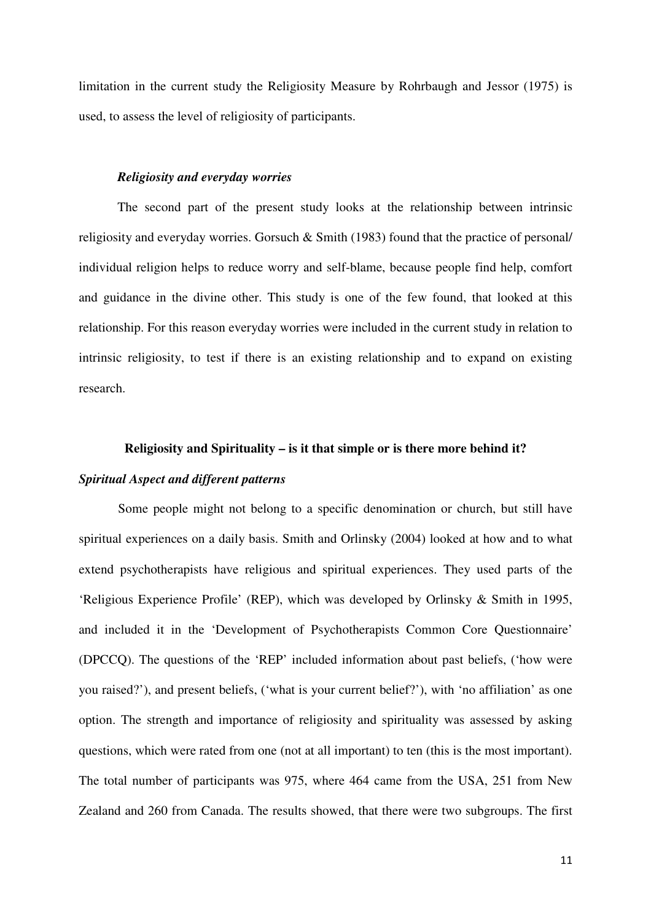limitation in the current study the Religiosity Measure by Rohrbaugh and Jessor (1975) is used, to assess the level of religiosity of participants.

### *Religiosity and everyday worries*

The second part of the present study looks at the relationship between intrinsic religiosity and everyday worries. Gorsuch & Smith (1983) found that the practice of personal/ individual religion helps to reduce worry and self-blame, because people find help, comfort and guidance in the divine other. This study is one of the few found, that looked at this relationship. For this reason everyday worries were included in the current study in relation to intrinsic religiosity, to test if there is an existing relationship and to expand on existing research.

## **Religiosity and Spirituality – is it that simple or is there more behind it?**

### *Spiritual Aspect and different patterns*

Some people might not belong to a specific denomination or church, but still have spiritual experiences on a daily basis. Smith and Orlinsky (2004) looked at how and to what extend psychotherapists have religious and spiritual experiences. They used parts of the 'Religious Experience Profile' (REP), which was developed by Orlinsky & Smith in 1995, and included it in the 'Development of Psychotherapists Common Core Questionnaire' (DPCCQ). The questions of the 'REP' included information about past beliefs, ('how were you raised?'), and present beliefs, ('what is your current belief?'), with 'no affiliation' as one option. The strength and importance of religiosity and spirituality was assessed by asking questions, which were rated from one (not at all important) to ten (this is the most important). The total number of participants was 975, where 464 came from the USA, 251 from New Zealand and 260 from Canada. The results showed, that there were two subgroups. The first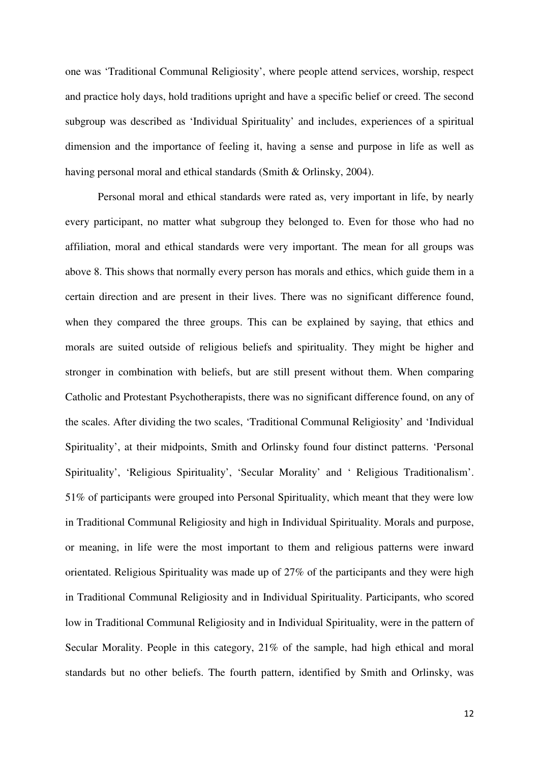one was 'Traditional Communal Religiosity', where people attend services, worship, respect and practice holy days, hold traditions upright and have a specific belief or creed. The second subgroup was described as 'Individual Spirituality' and includes, experiences of a spiritual dimension and the importance of feeling it, having a sense and purpose in life as well as having personal moral and ethical standards (Smith & Orlinsky, 2004).

Personal moral and ethical standards were rated as, very important in life, by nearly every participant, no matter what subgroup they belonged to. Even for those who had no affiliation, moral and ethical standards were very important. The mean for all groups was above 8. This shows that normally every person has morals and ethics, which guide them in a certain direction and are present in their lives. There was no significant difference found, when they compared the three groups. This can be explained by saying, that ethics and morals are suited outside of religious beliefs and spirituality. They might be higher and stronger in combination with beliefs, but are still present without them. When comparing Catholic and Protestant Psychotherapists, there was no significant difference found, on any of the scales. After dividing the two scales, 'Traditional Communal Religiosity' and 'Individual Spirituality', at their midpoints, Smith and Orlinsky found four distinct patterns. 'Personal Spirituality', 'Religious Spirituality', 'Secular Morality' and ' Religious Traditionalism'. 51% of participants were grouped into Personal Spirituality, which meant that they were low in Traditional Communal Religiosity and high in Individual Spirituality. Morals and purpose, or meaning, in life were the most important to them and religious patterns were inward orientated. Religious Spirituality was made up of 27% of the participants and they were high in Traditional Communal Religiosity and in Individual Spirituality. Participants, who scored low in Traditional Communal Religiosity and in Individual Spirituality, were in the pattern of Secular Morality. People in this category, 21% of the sample, had high ethical and moral standards but no other beliefs. The fourth pattern, identified by Smith and Orlinsky, was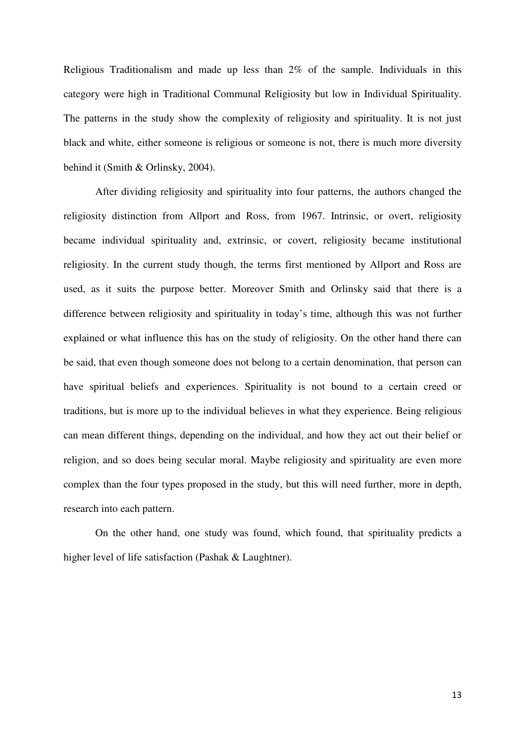Religious Traditionalism and made up less than 2% of the sample. Individuals in this category were high in Traditional Communal Religiosity but low in Individual Spirituality. The patterns in the study show the complexity of religiosity and spirituality. It is not just black and white, either someone is religious or someone is not, there is much more diversity behind it (Smith & Orlinsky, 2004).

After dividing religiosity and spirituality into four patterns, the authors changed the religiosity distinction from Allport and Ross, from 1967. Intrinsic, or overt, religiosity became individual spirituality and, extrinsic, or covert, religiosity became institutional religiosity. In the current study though, the terms first mentioned by Allport and Ross are used, as it suits the purpose better. Moreover Smith and Orlinsky said that there is a difference between religiosity and spirituality in today's time, although this was not further explained or what influence this has on the study of religiosity. On the other hand there can be said, that even though someone does not belong to a certain denomination, that person can have spiritual beliefs and experiences. Spirituality is not bound to a certain creed or traditions, but is more up to the individual believes in what they experience. Being religious can mean different things, depending on the individual, and how they act out their belief or religion, and so does being secular moral. Maybe religiosity and spirituality are even more complex than the four types proposed in the study, but this will need further, more in depth, research into each pattern.

On the other hand, one study was found, which found, that spirituality predicts a higher level of life satisfaction (Pashak & Laughtner).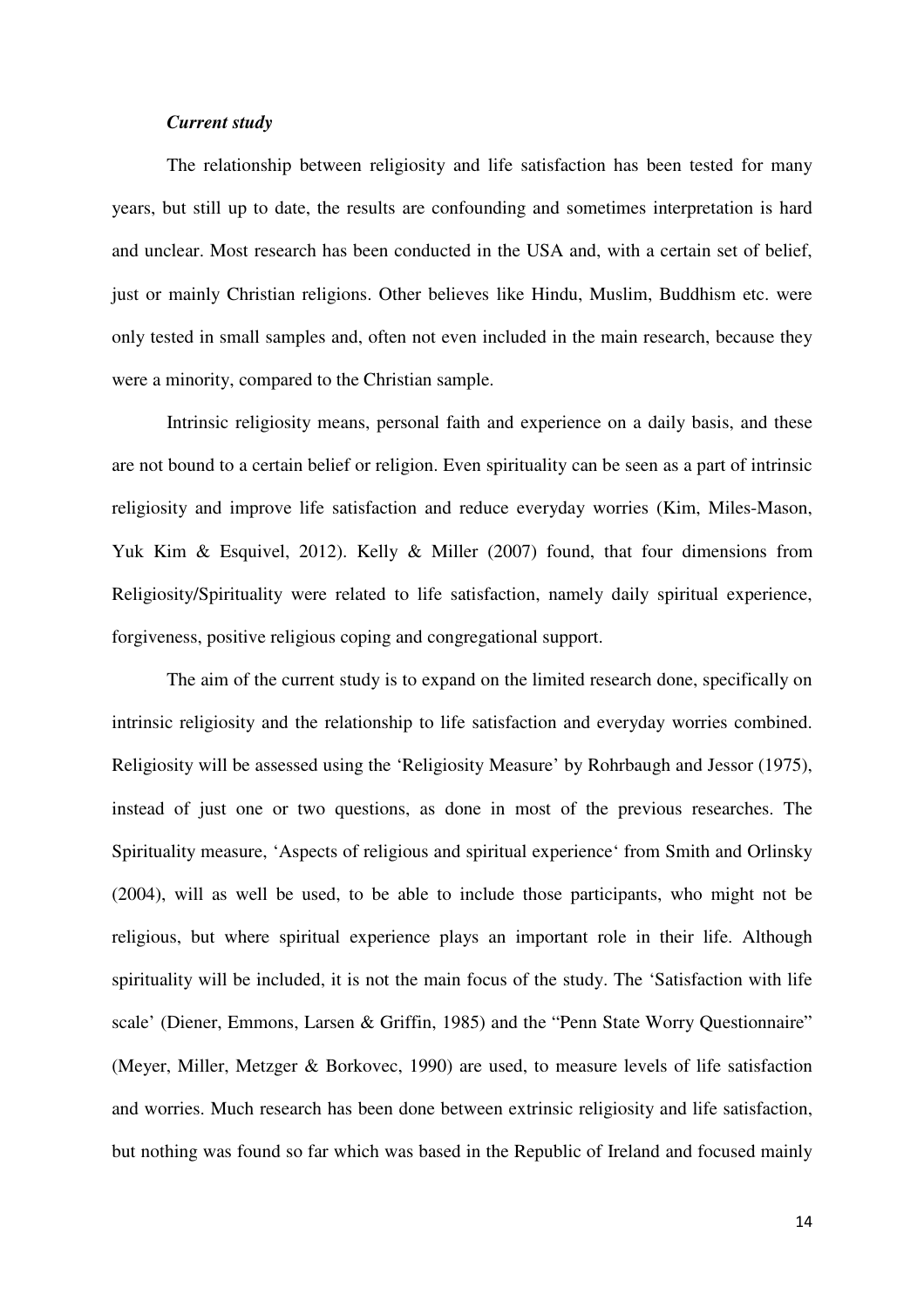### *Current study*

The relationship between religiosity and life satisfaction has been tested for many years, but still up to date, the results are confounding and sometimes interpretation is hard and unclear. Most research has been conducted in the USA and, with a certain set of belief, just or mainly Christian religions. Other believes like Hindu, Muslim, Buddhism etc. were only tested in small samples and, often not even included in the main research, because they were a minority, compared to the Christian sample.

Intrinsic religiosity means, personal faith and experience on a daily basis, and these are not bound to a certain belief or religion. Even spirituality can be seen as a part of intrinsic religiosity and improve life satisfaction and reduce everyday worries (Kim, Miles-Mason, Yuk Kim & Esquivel, 2012). Kelly & Miller (2007) found, that four dimensions from Religiosity/Spirituality were related to life satisfaction, namely daily spiritual experience, forgiveness, positive religious coping and congregational support.

The aim of the current study is to expand on the limited research done, specifically on intrinsic religiosity and the relationship to life satisfaction and everyday worries combined. Religiosity will be assessed using the 'Religiosity Measure' by Rohrbaugh and Jessor (1975), instead of just one or two questions, as done in most of the previous researches. The Spirituality measure, 'Aspects of religious and spiritual experience' from Smith and Orlinsky (2004), will as well be used, to be able to include those participants, who might not be religious, but where spiritual experience plays an important role in their life. Although spirituality will be included, it is not the main focus of the study. The 'Satisfaction with life scale' (Diener, Emmons, Larsen & Griffin, 1985) and the "Penn State Worry Questionnaire" (Meyer, Miller, Metzger & Borkovec, 1990) are used, to measure levels of life satisfaction and worries. Much research has been done between extrinsic religiosity and life satisfaction, but nothing was found so far which was based in the Republic of Ireland and focused mainly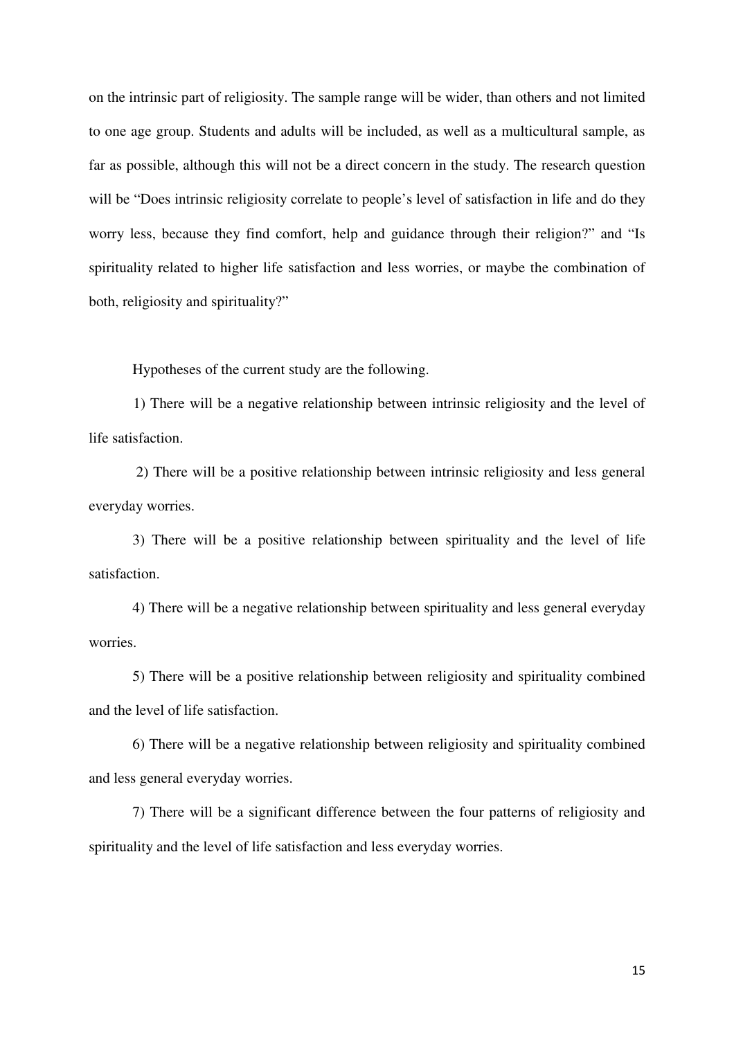on the intrinsic part of religiosity. The sample range will be wider, than others and not limited to one age group. Students and adults will be included, as well as a multicultural sample, as far as possible, although this will not be a direct concern in the study. The research question will be "Does intrinsic religiosity correlate to people's level of satisfaction in life and do they worry less, because they find comfort, help and guidance through their religion?" and "Is spirituality related to higher life satisfaction and less worries, or maybe the combination of both, religiosity and spirituality?"

Hypotheses of the current study are the following.

1) There will be a negative relationship between intrinsic religiosity and the level of life satisfaction.

2) There will be a positive relationship between intrinsic religiosity and less general everyday worries.

3) There will be a positive relationship between spirituality and the level of life satisfaction.

4) There will be a negative relationship between spirituality and less general everyday worries.

5) There will be a positive relationship between religiosity and spirituality combined and the level of life satisfaction.

6) There will be a negative relationship between religiosity and spirituality combined and less general everyday worries.

7) There will be a significant difference between the four patterns of religiosity and spirituality and the level of life satisfaction and less everyday worries.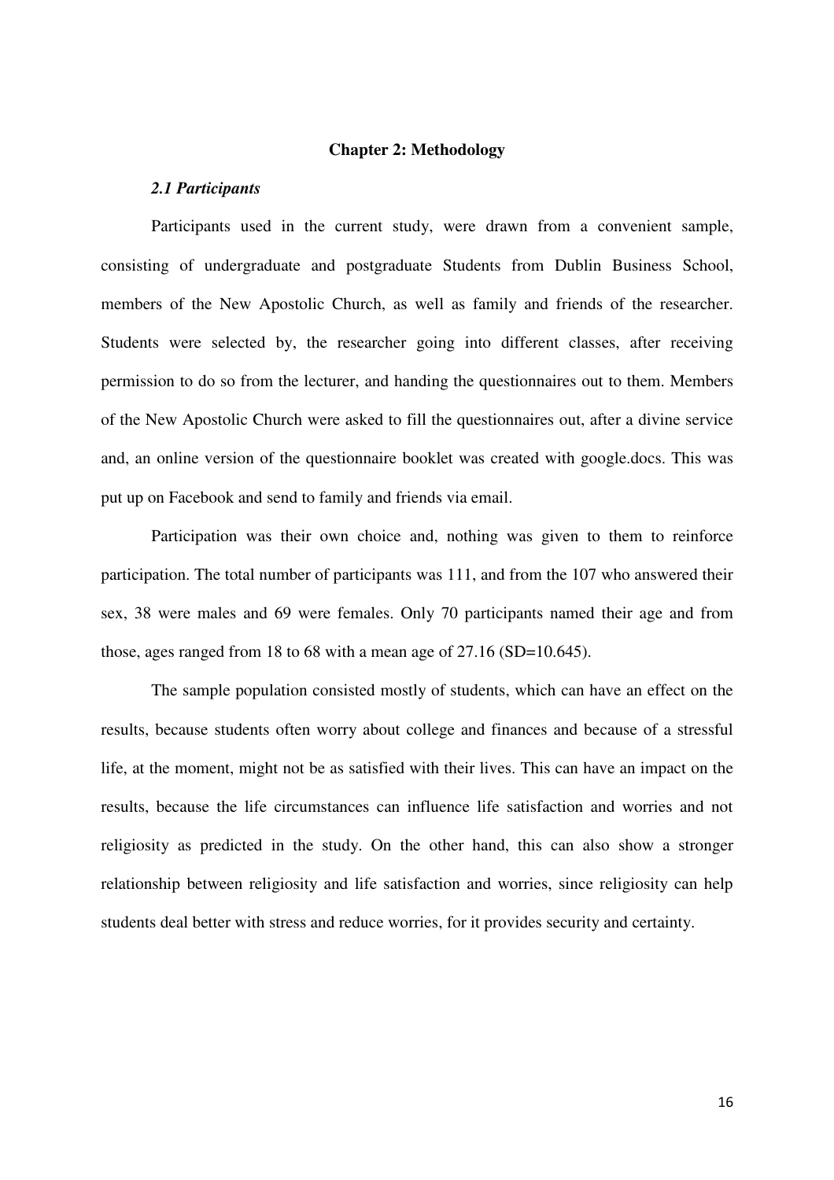# Chapter 2: Methodology

## *2.1 Participants*

Participants used in the current study, were drawn from a convenient sample, consisting of undergraduate and postgraduate Students from Dublin Business School, members of the New Apostolic Church, as well as family and friends of the researcher. Students were selected by, the researcher going into different classes, after receiving permission to do so from the lecturer, and handing the questionnaires out to them. Members of the New Apostolic Church were asked to fill the questionnaires out, after a divine service and, an online version of the questionnaire booklet was created with google.docs. This was put up on Facebook and send to family and friends via email.

Participation was their own choice and, nothing was given to them to reinforce participation. The total number of participants was 111, and from the 107 who answered their sex, 38 were males and 69 were females. Only 70 participants named their age and from those, ages ranged from 18 to 68 with a mean age of 27.16 (SD=10.645).

The sample population consisted mostly of students, which can have an effect on the results, because students often worry about college and finances and because of a stressful life, at the moment, might not be as satisfied with their lives. This can have an impact on the results, because the life circumstances can influence life satisfaction and worries and not religiosity as predicted in the study. On the other hand, this can also show a stronger relationship between religiosity and life satisfaction and worries, since religiosity can help students deal better with stress and reduce worries, for it provides security and certainty.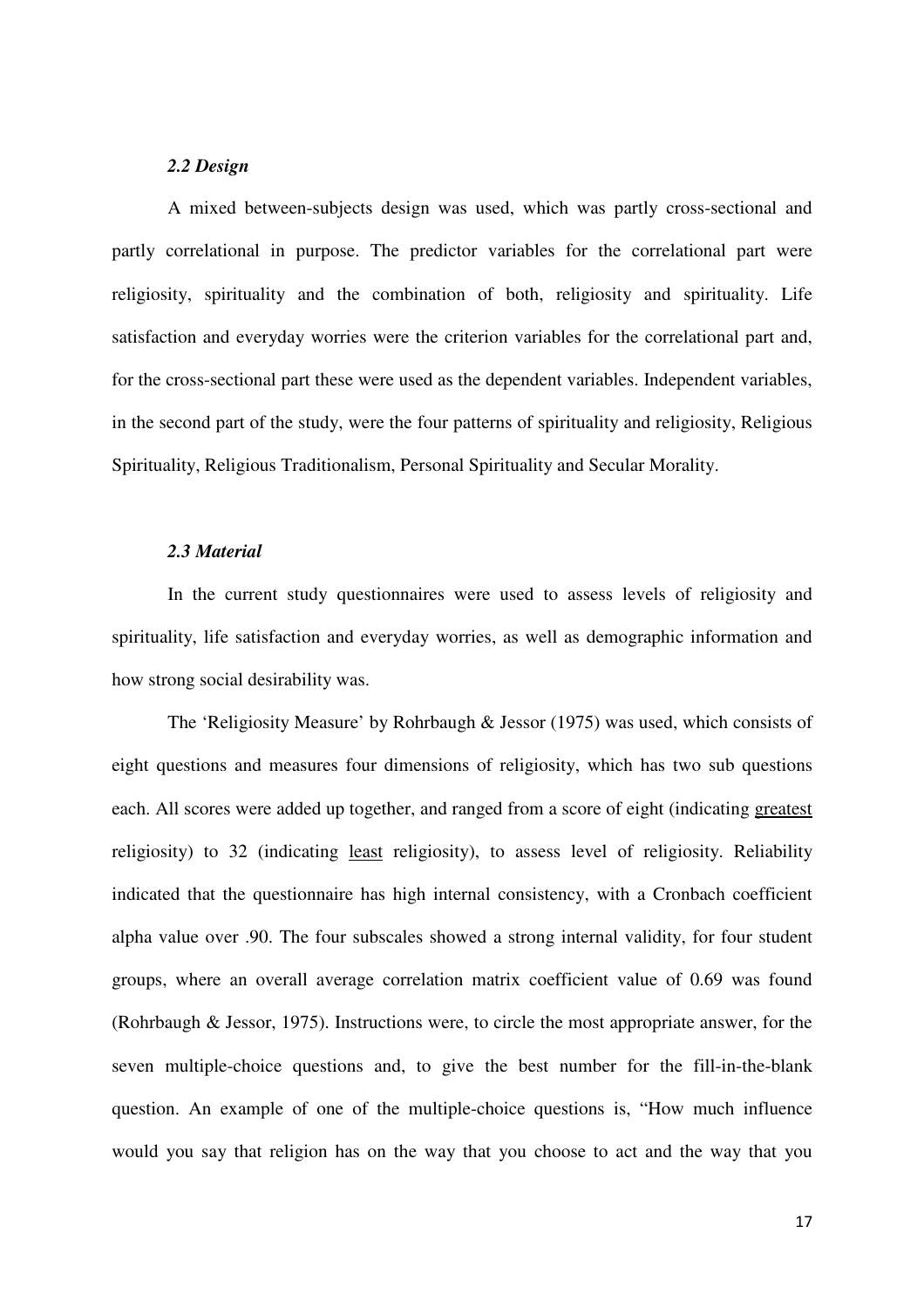### *2.2 Design*

A mixed between-subjects design was used, which was partly cross-sectional and partly correlational in purpose. The predictor variables for the correlational part were religiosity, spirituality and the combination of both, religiosity and spirituality. Life satisfaction and everyday worries were the criterion variables for the correlational part and, for the cross-sectional part these were used as the dependent variables. Independent variables, in the second part of the study, were the four patterns of spirituality and religiosity, Religious Spirituality, Religious Traditionalism, Personal Spirituality and Secular Morality.

### *2.3 Material*

In the current study questionnaires were used to assess levels of religiosity and spirituality, life satisfaction and everyday worries, as well as demographic information and how strong social desirability was.

The 'Religiosity Measure' by Rohrbaugh & Jessor (1975) was used, which consists of eight questions and measures four dimensions of religiosity, which has two sub questions each. All scores were added up together, and ranged from a score of eight (indicating <u>greatest</u> religiosity) to 32 (indicating <u>least</u> religiosity), to assess level of religiosity. Reliability indicated that the questionnaire has high internal consistency, with a Cronbach coefficient alpha value over .90. The four subscales showed a strong internal validity, for four student groups, where an overall average correlation matrix coefficient value of 0.69 was found (Rohrbaugh & Jessor, 1975). Instructions were, to circle the most appropriate answer, for the seven multiple-choice questions and, to give the best number for the fill-in-the-blank question. An example of one of the multiple-choice questions is, "How much influence would you say that religion has on the way that you choose to act and the way that you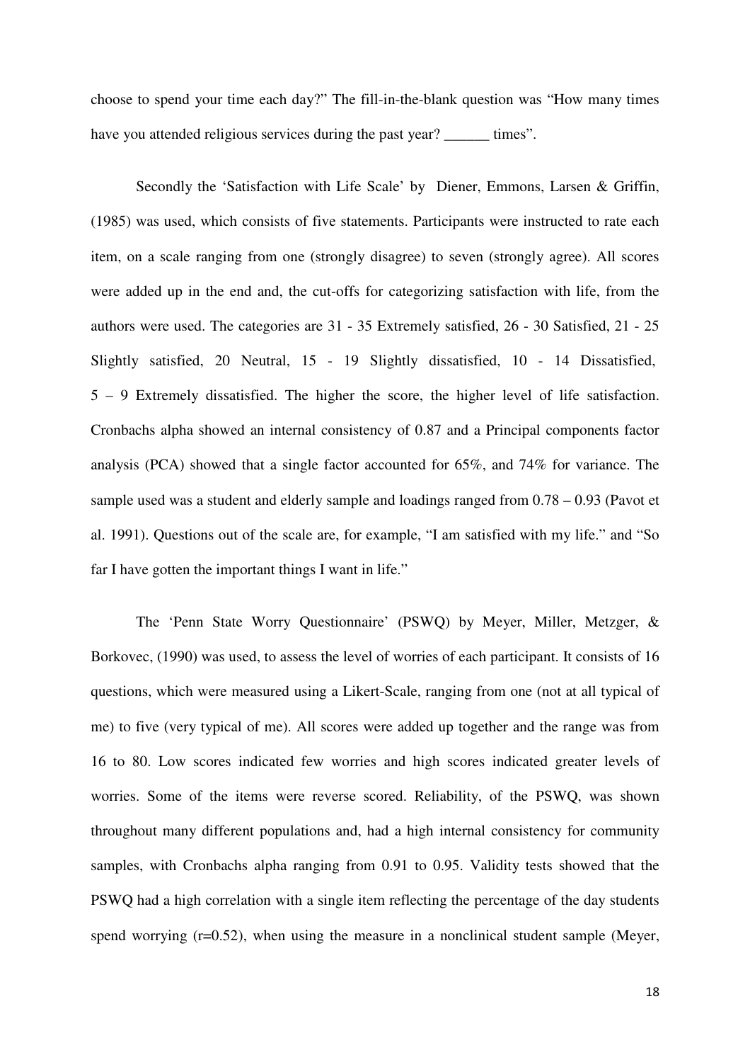choose to spend your time each day?" The fill-in-the-blank question was "How many times have you attended religious services during the past year? ______ times".

Secondly the 'Satisfaction with Life Scale' by Diener, Emmons, Larsen & Griffin, (1985) was used, which consists of five statements. Participants were instructed to rate each item, on a scale ranging from one (strongly disagree) to seven (strongly agree). All scores were added up in the end and, the cut-offs for categorizing satisfaction with life, from the authors were used. The categories are 31 - 35 Extremely satisfied, 26 - 30 Satisfied, 21 - 25 Slightly satisfied, 20 Neutral, 15 - 19 Slightly dissatisfied, 10 - 14 Dissatisfied, 5 – 9 Extremely dissatisfied. The higher the score, the higher level of life satisfaction. Cronbachs alpha showed an internal consistency of 0.87 and a Principal components factor analysis (PCA) showed that a single factor accounted for 65%, and 74% for variance. The sample used was a student and elderly sample and loadings ranged from 0.78 – 0.93 (Pavot et al. 1991). Questions out of the scale are, for example, "I am satisfied with my life." and "So far I have gotten the important things I want in life."

The 'Penn State Worry Questionnaire' (PSWQ) by Meyer, Miller, Metzger, & Borkovec, (1990) was used, to assess the level of worries of each participant. It consists of 16 questions, which were measured using a Likert-Scale, ranging from one (not at all typical of me) to five (very typical of me). All scores were added up together and the range was from 16 to 80. Low scores indicated few worries and high scores indicated greater levels of worries. Some of the items were reverse scored. Reliability, of the PSWQ, was shown throughout many different populations and, had a high internal consistency for community samples, with Cronbachs alpha ranging from 0.91 to 0.95. Validity tests showed that the PSWQ had a high correlation with a single item reflecting the percentage of the day students spend worrying ($r=0.52$), when using the measure in a nonclinical student sample (Meyer,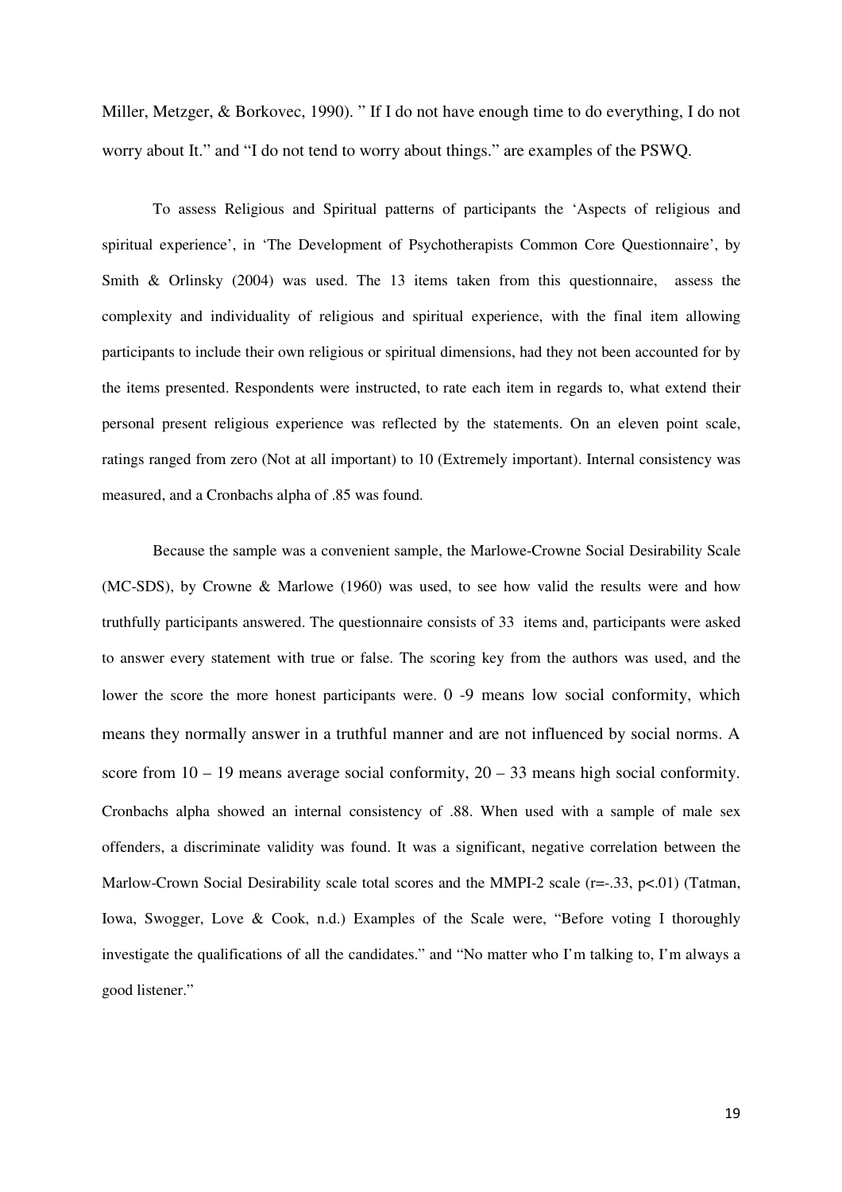Miller, Metzger, & Borkovec, 1990). " If I do not have enough time to do everything, I do not worry about It." and "I do not tend to worry about things." are examples of the PSWQ.

To assess Religious and Spiritual patterns of participants the 'Aspects of religious and spiritual experience', in 'The Development of Psychotherapists Common Core Questionnaire', by Smith & Orlinsky (2004) was used. The 13 items taken from this questionnaire, assess the complexity and individuality of religious and spiritual experience, with the final item allowing participants to include their own religious or spiritual dimensions, had they not been accounted for by the items presented. Respondents were instructed, to rate each item in regards to, what extend their personal present religious experience was reflected by the statements. On an eleven point scale, ratings ranged from zero (Not at all important) to 10 (Extremely important). Internal consistency was measured, and a Cronbachs alpha of .85 was found.

Because the sample was a convenient sample, the Marlowe-Crowne Social Desirability Scale (MC-SDS), by Crowne & Marlowe (1960) was used, to see how valid the results were and how truthfully participants answered. The questionnaire consists of 33 items and, participants were asked to answer every statement with true or false. The scoring key from the authors was used, and the lower the score the more honest participants were. 0 -9 means low social conformity, which means they normally answer in a truthful manner and are not influenced by social norms. A score from 10 – 19 means average social conformity, 20 – 33 means high social conformity. Cronbachs alpha showed an internal consistency of .88. When used with a sample of male sex offenders, a discriminate validity was found. It was a significant, negative correlation between the Marlow-Crown Social Desirability scale total scores and the MMPI-2 scale ($r=-.33$, $p<.01$) (Tatman, Iowa, Swogger, Love & Cook, n.d.) Examples of the Scale were, "Before voting I thoroughly investigate the qualifications of all the candidates." and "No matter who I'm talking to, I'm always a good listener."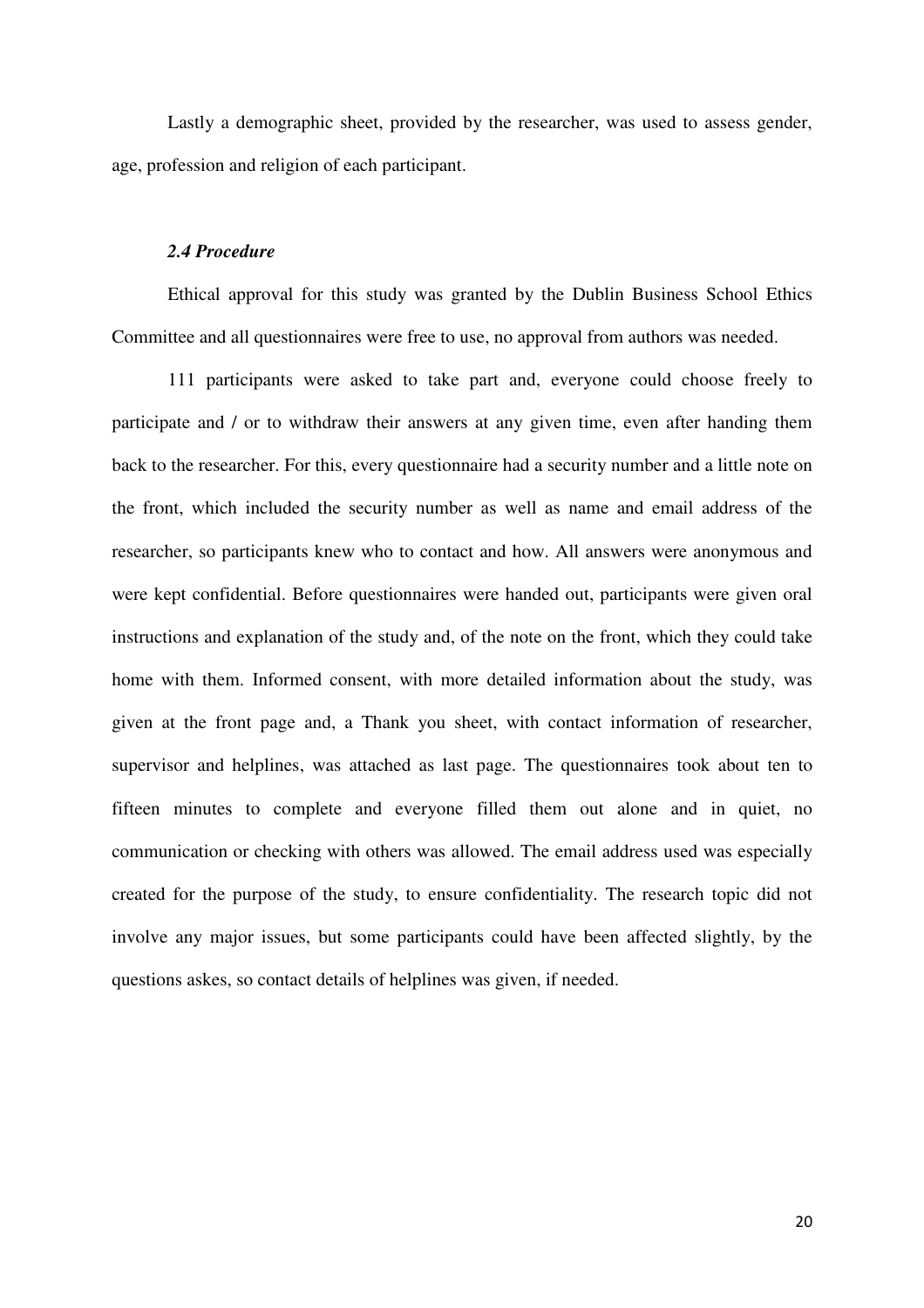Lastly a demographic sheet, provided by the researcher, was used to assess gender, age, profession and religion of each participant.

### *2.4 Procedure*

Ethical approval for this study was granted by the Dublin Business School Ethics Committee and all questionnaires were free to use, no approval from authors was needed.

111 participants were asked to take part and, everyone could choose freely to participate and / or to withdraw their answers at any given time, even after handing them back to the researcher. For this, every questionnaire had a security number and a little note on the front, which included the security number as well as name and email address of the researcher, so participants knew who to contact and how. All answers were anonymous and were kept confidential. Before questionnaires were handed out, participants were given oral instructions and explanation of the study and, of the note on the front, which they could take home with them. Informed consent, with more detailed information about the study, was given at the front page and, a Thank you sheet, with contact information of researcher, supervisor and helplines, was attached as last page. The questionnaires took about ten to fifteen minutes to complete and everyone filled them out alone and in quiet, no communication or checking with others was allowed. The email address used was especially created for the purpose of the study, to ensure confidentiality. The research topic did not involve any major issues, but some participants could have been affected slightly, by the questions askes, so contact details of helplines was given, if needed.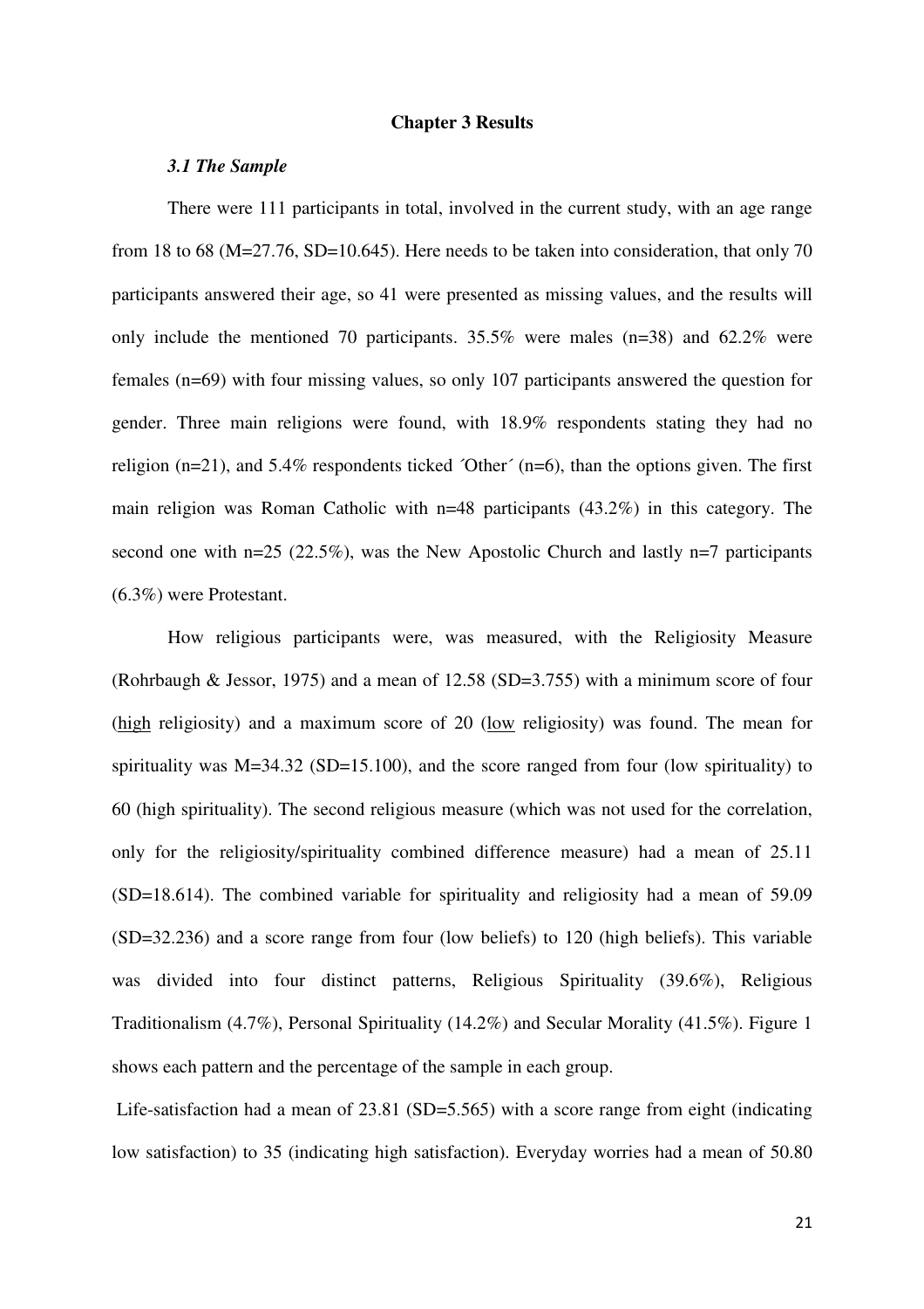## Chapter 3 Results

### *3.1 The Sample*

There were 111 participants in total, involved in the current study, with an age range from 18 to 68 (M=27.76, SD=10.645). Here needs to be taken into consideration, that only 70 participants answered their age, so 41 were presented as missing values, and the results will only include the mentioned 70 participants. 35.5% were males (n=38) and 62.2% were females (n=69) with four missing values, so only 107 participants answered the question for gender. Three main religions were found, with 18.9% respondents stating they had no religion (n=21), and 5.4% respondents ticked ´Other´ (n=6), than the options given. The first main religion was Roman Catholic with n=48 participants (43.2%) in this category. The second one with n=25 (22.5%), was the New Apostolic Church and lastly n=7 participants (6.3%) were Protestant.

How religious participants were, was measured, with the Religiosity Measure (Rohrbaugh & Jessor, 1975) and a mean of 12.58 (SD=3.755) with a minimum score of four (<u>high</u> religiosity) and a maximum score of 20 (<u>low</u> religiosity) was found. The mean for spirituality was M=34.32 (SD=15.100), and the score ranged from four (low spirituality) to 60 (high spirituality). The second religious measure (which was not used for the correlation, only for the religiosity/spirituality combined difference measure) had a mean of 25.11 (SD=18.614). The combined variable for spirituality and religiosity had a mean of 59.09 (SD=32.236) and a score range from four (low beliefs) to 120 (high beliefs). This variable was divided into four distinct patterns, Religious Spirituality (39.6%), Religious Traditionalism (4.7%), Personal Spirituality (14.2%) and Secular Morality (41.5%). Figure 1 shows each pattern and the percentage of the sample in each group.

Life-satisfaction had a mean of 23.81 (SD=5.565) with a score range from eight (indicating low satisfaction) to 35 (indicating high satisfaction). Everyday worries had a mean of 50.80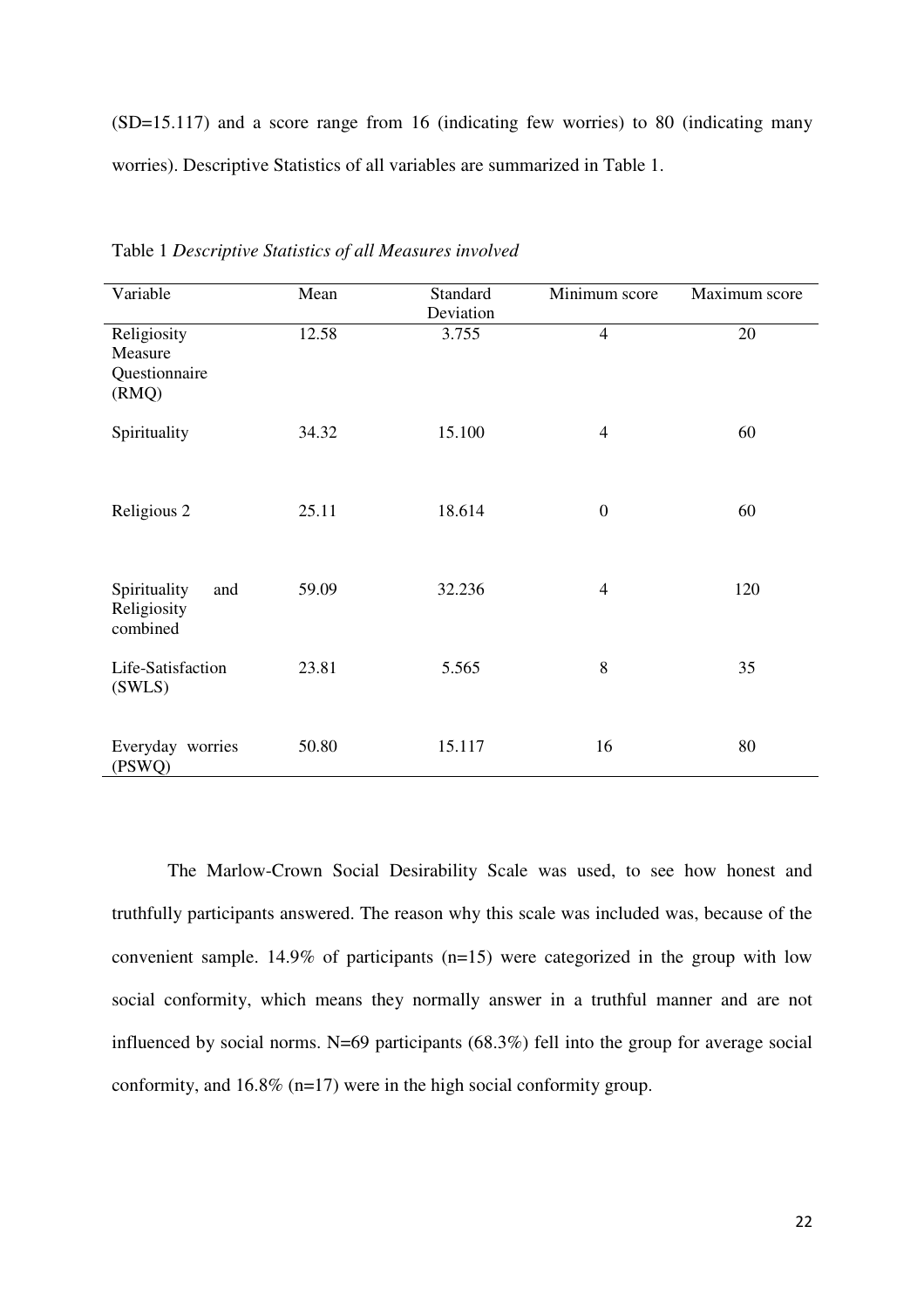(SD=15.117) and a score range from 16 (indicating few worries) to 80 (indicating many worries). Descriptive Statistics of all variables are summarized in Table 1.

Table 1 *Descriptive Statistics of all Measures involved*

| Variable | Mean | Standard Deviation | Minimum score | Maximum score |
|---|---|---|---|---|
| Religiosity Measure Questionnaire (RMQ) | 12.58 | 3.755 | 4 | 20 |
| Spirituality | 34.32 | 15.100 | 4 | 60 |
| Religious 2 | 25.11 | 18.614 | 0 | 60 |
| Spirituality and Religiosity combined | 59.09 | 32.236 | 4 | 120 |
| Life-Satisfaction (SWLS) | 23.81 | 5.565 | 8 | 35 |
| Everyday worries (PSWQ) | 50.80 | 15.117 | 16 | 80 |

The Marlow-Crown Social Desirability Scale was used, to see how honest and truthfully participants answered. The reason why this scale was included was, because of the convenient sample. 14.9% of participants (n=15) were categorized in the group with low social conformity, which means they normally answer in a truthful manner and are not influenced by social norms. N=69 participants (68.3%) fell into the group for average social conformity, and 16.8% (n=17) were in the high social conformity group.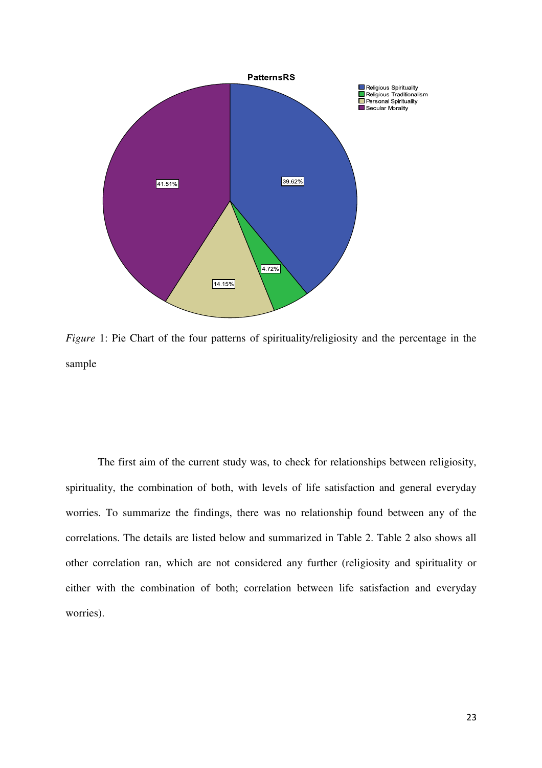*Figure* 1: Pie Chart of the four patterns of spirituality/religiosity and the percentage in the sample

The first aim of the current study was, to check for relationships between religiosity, spirituality, the combination of both, with levels of life satisfaction and general everyday worries. To summarize the findings, there was no relationship found between any of the correlations. The details are listed below and summarized in Table 2. Table 2 also shows all other correlation ran, which are not considered any further (religiosity and spirituality or either with the combination of both; correlation between life satisfaction and everyday worries).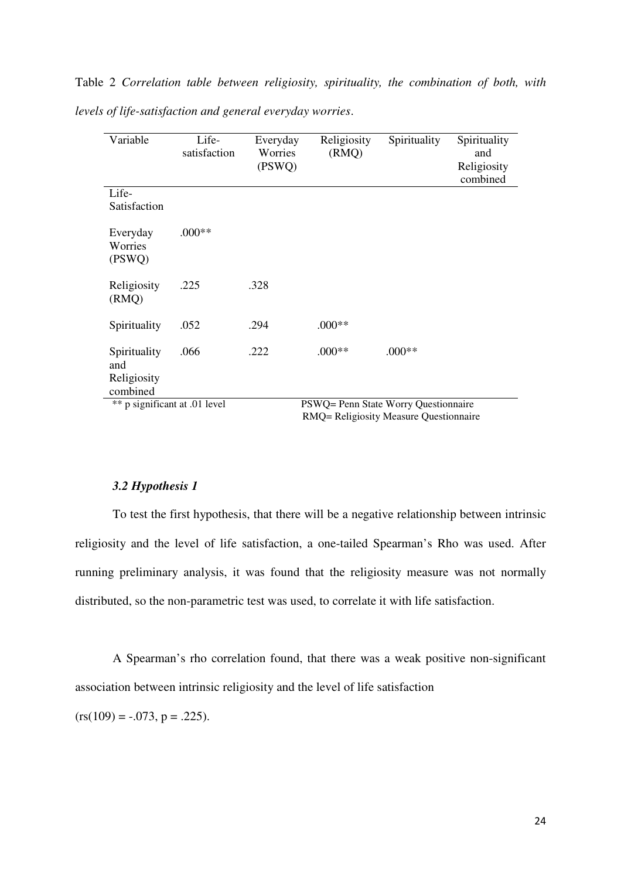Table 2 *Correlation table between religiosity, spirituality, the combination of both, with levels of life-satisfaction and general everyday worries*.

| Variable | Life-satisfaction | Everyday Worries (PSWQ) | Religiosity (RMQ) | Spirituality | Spirituality and Religiosity combined |
|---|---|---|---|---|---|
| Life-Satisfaction | | | | | |
| Everyday Worries (PSWQ) | .000** | | | | |
| Religiosity (RMQ) | .225 | .328 | | | |
| Spirituality | .052 | .294 | .000** | | |
| Spirituality and Religiosity combined | .066 | .222 | .000** | .000** | |

** p significant at .01 level

PSWQ= Penn State Worry Questionnaire
RMQ= Religiosity Measure Questionnaire

### *3.2 Hypothesis 1*

To test the first hypothesis, that there will be a negative relationship between intrinsic religiosity and the level of life satisfaction, a one-tailed Spearman's Rho was used. After running preliminary analysis, it was found that the religiosity measure was not normally distributed, so the non-parametric test was used, to correlate it with life satisfaction.

A Spearman's rho correlation found, that there was a weak positive non-significant association between intrinsic religiosity and the level of life satisfaction

($r_s(109) = -.073$, $p = .225$).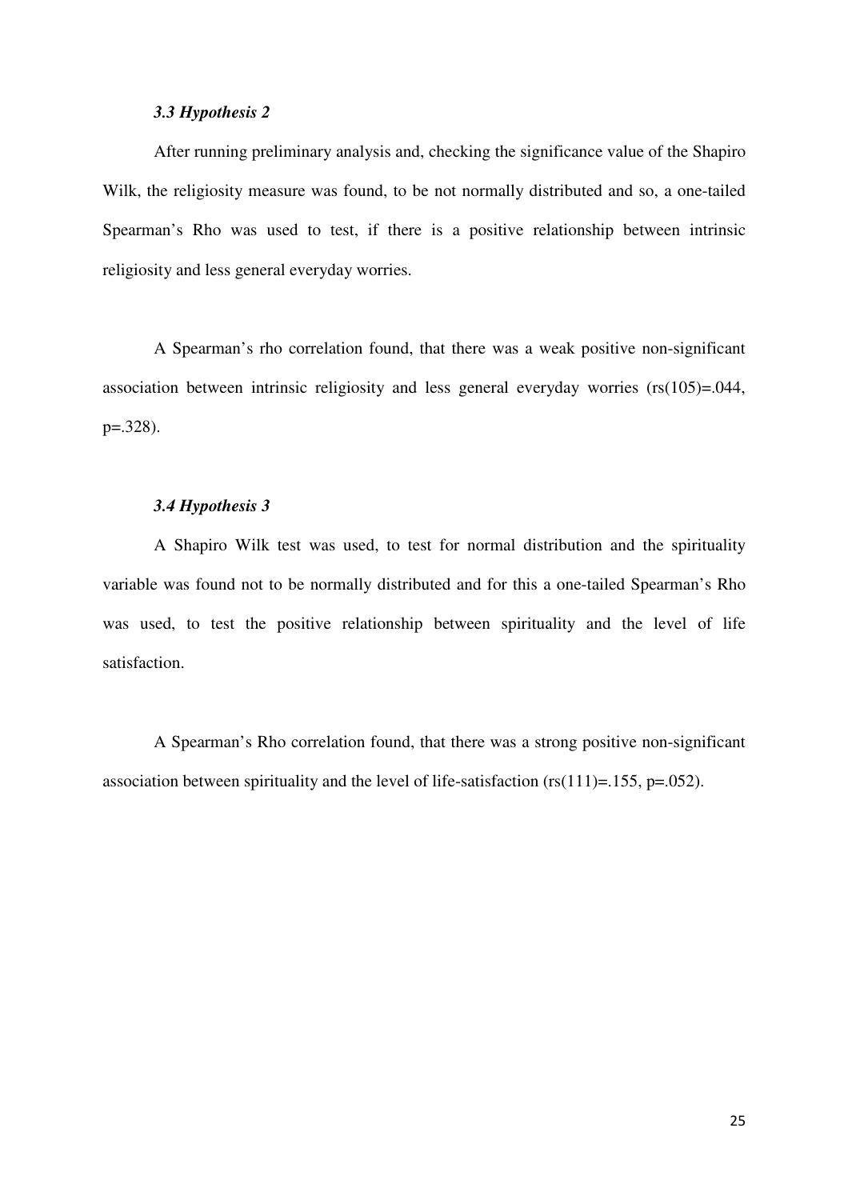### *3.3 Hypothesis 2*

After running preliminary analysis and, checking the significance value of the Shapiro Wilk, the religiosity measure was found, to be not normally distributed and so, a one-tailed Spearman's Rho was used to test, if there is a positive relationship between intrinsic religiosity and less general everyday worries.

A Spearman's rho correlation found, that there was a weak positive non-significant association between intrinsic religiosity and less general everyday worries ($rs(105)=.044$, $p=.328$).

### *3.4 Hypothesis 3*

A Shapiro Wilk test was used, to test for normal distribution and the spirituality variable was found not to be normally distributed and for this a one-tailed Spearman's Rho was used, to test the positive relationship between spirituality and the level of life satisfaction.

A Spearman's Rho correlation found, that there was a strong positive non-significant association between spirituality and the level of life-satisfaction ($rs(111)=.155$, $p=.052$).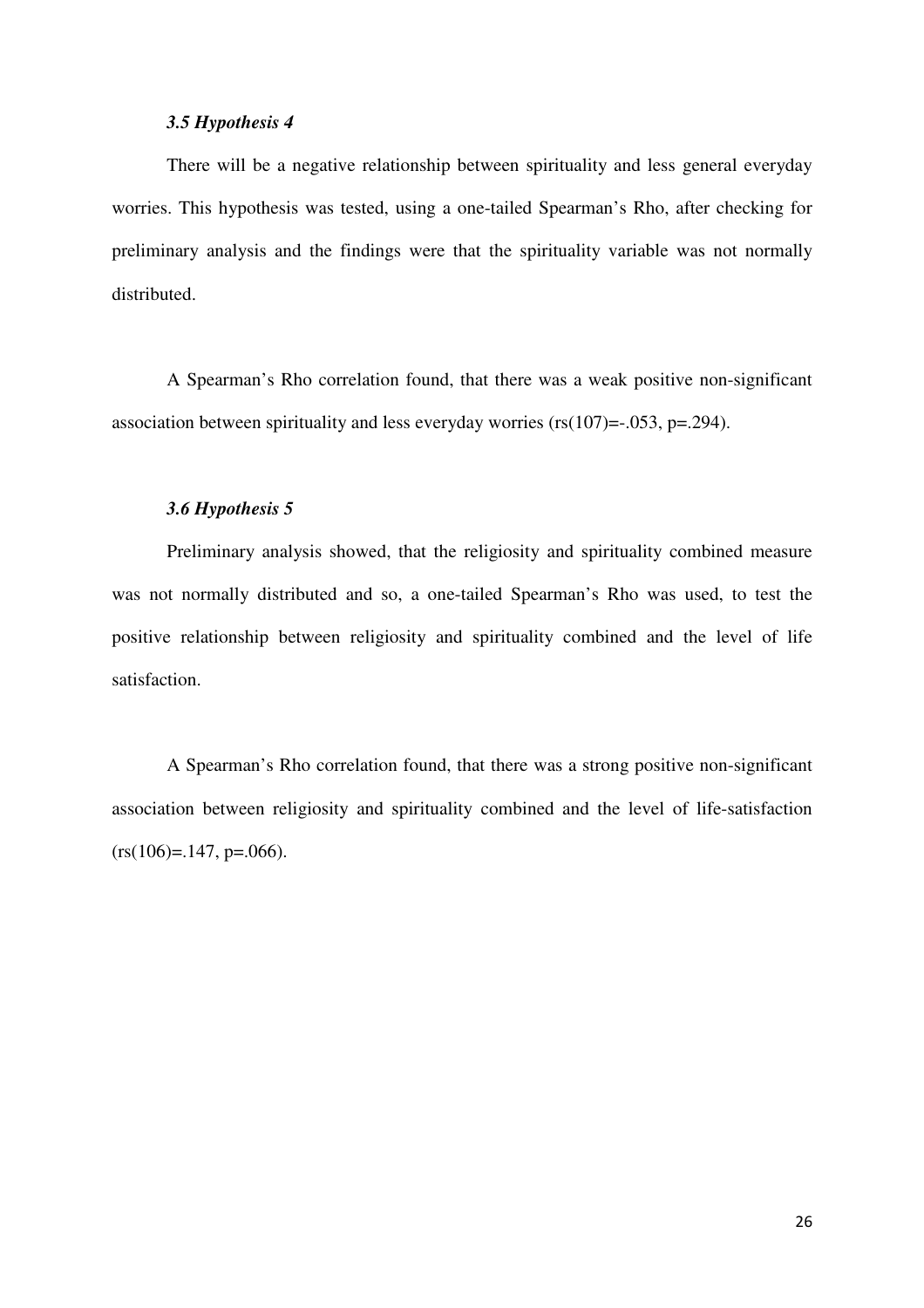### *3.5 Hypothesis 4*

There will be a negative relationship between spirituality and less general everyday worries. This hypothesis was tested, using a one-tailed Spearman's Rho, after checking for preliminary analysis and the findings were that the spirituality variable was not normally distributed.

A Spearman's Rho correlation found, that there was a weak positive non-significant association between spirituality and less everyday worries ($r_s(107)=-.053$, $p=.294$).

### *3.6 Hypothesis 5*

Preliminary analysis showed, that the religiosity and spirituality combined measure was not normally distributed and so, a one-tailed Spearman's Rho was used, to test the positive relationship between religiosity and spirituality combined and the level of life satisfaction.

A Spearman's Rho correlation found, that there was a strong positive non-significant association between religiosity and spirituality combined and the level of life-satisfaction ($r_s(106)=.147$, $p=.066$).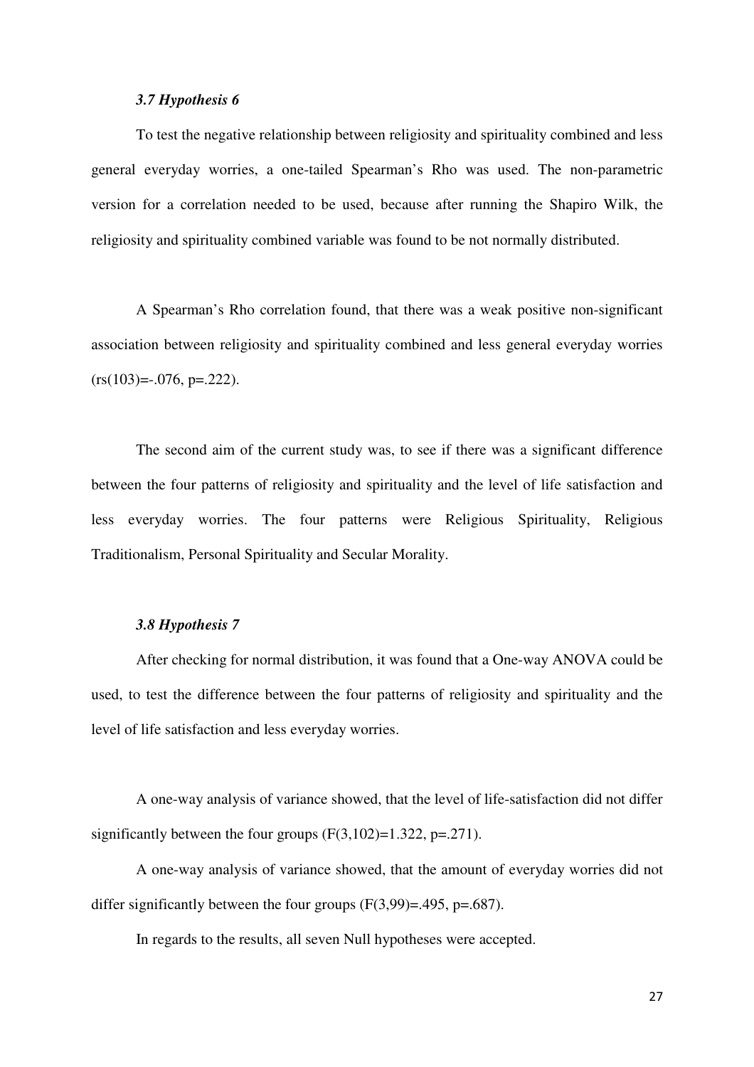### *3.7 Hypothesis 6*

To test the negative relationship between religiosity and spirituality combined and less general everyday worries, a one-tailed Spearman's Rho was used. The non-parametric version for a correlation needed to be used, because after running the Shapiro Wilk, the religiosity and spirituality combined variable was found to be not normally distributed.

A Spearman's Rho correlation found, that there was a weak positive non-significant association between religiosity and spirituality combined and less general everyday worries ($r_s(103)=-.076$, $p=.222$).

The second aim of the current study was, to see if there was a significant difference between the four patterns of religiosity and spirituality and the level of life satisfaction and less everyday worries. The four patterns were Religious Spirituality, Religious Traditionalism, Personal Spirituality and Secular Morality.

### *3.8 Hypothesis 7*

After checking for normal distribution, it was found that a One-way ANOVA could be used, to test the difference between the four patterns of religiosity and spirituality and the level of life satisfaction and less everyday worries.

A one-way analysis of variance showed, that the level of life-satisfaction did not differ significantly between the four groups ($F(3,102)=1.322$, $p=.271$).

A one-way analysis of variance showed, that the amount of everyday worries did not differ significantly between the four groups ($F(3,99)=.495$, $p=.687$).

In regards to the results, all seven Null hypotheses were accepted.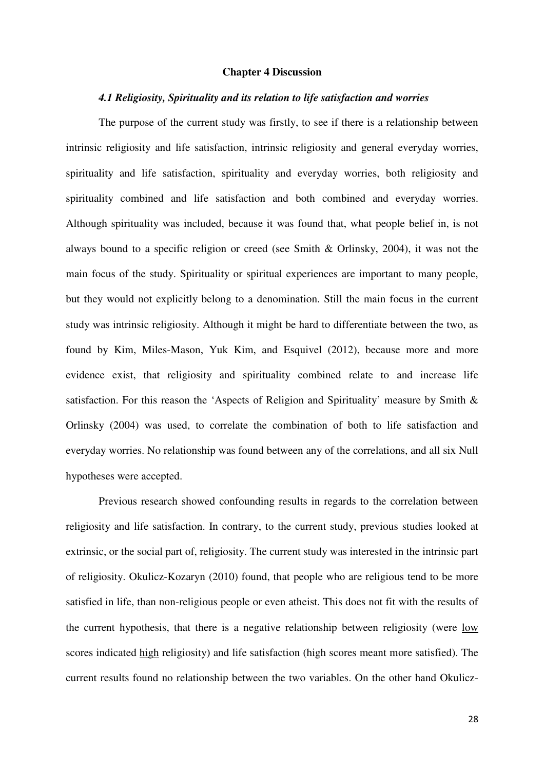**Chapter 4 Discussion**

***4.1 Religiosity, Spirituality and its relation to life satisfaction and worries***

The purpose of the current study was firstly, to see if there is a relationship between intrinsic religiosity and life satisfaction, intrinsic religiosity and general everyday worries, spirituality and life satisfaction, spirituality and everyday worries, both religiosity and spirituality combined and life satisfaction and both combined and everyday worries. Although spirituality was included, because it was found that, what people belief in, is not always bound to a specific religion or creed (see Smith & Orlinsky, 2004), it was not the main focus of the study. Spirituality or spiritual experiences are important to many people, but they would not explicitly belong to a denomination. Still the main focus in the current study was intrinsic religiosity. Although it might be hard to differentiate between the two, as found by Kim, Miles-Mason, Yuk Kim, and Esquivel (2012), because more and more evidence exist, that religiosity and spirituality combined relate to and increase life satisfaction. For this reason the 'Aspects of Religion and Spirituality' measure by Smith & Orlinsky (2004) was used, to correlate the combination of both to life satisfaction and everyday worries. No relationship was found between any of the correlations, and all six Null hypotheses were accepted.

Previous research showed confounding results in regards to the correlation between religiosity and life satisfaction. In contrary, to the current study, previous studies looked at extrinsic, or the social part of, religiosity. The current study was interested in the intrinsic part of religiosity. Okulicz-Kozaryn (2010) found, that people who are religious tend to be more satisfied in life, than non-religious people or even atheist. This does not fit with the results of the current hypothesis, that there is a negative relationship between religiosity (were <u>low</u> scores indicated <u>high</u> religiosity) and life satisfaction (high scores meant more satisfied). The current results found no relationship between the two variables. On the other hand Okulicz-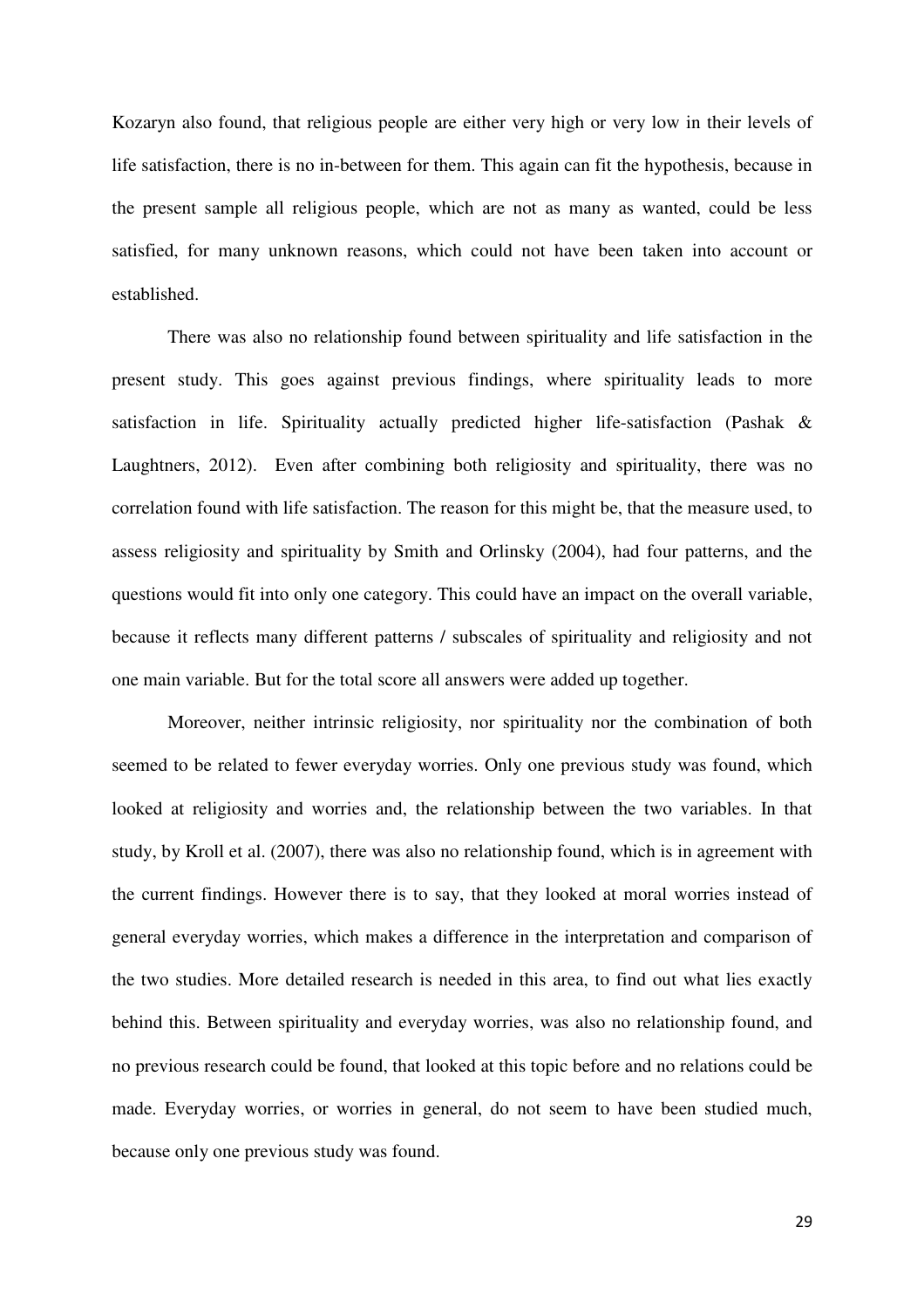Kozaryn also found, that religious people are either very high or very low in their levels of life satisfaction, there is no in-between for them. This again can fit the hypothesis, because in the present sample all religious people, which are not as many as wanted, could be less satisfied, for many unknown reasons, which could not have been taken into account or established.

There was also no relationship found between spirituality and life satisfaction in the present study. This goes against previous findings, where spirituality leads to more satisfaction in life. Spirituality actually predicted higher life-satisfaction (Pashak & Laughtners, 2012). Even after combining both religiosity and spirituality, there was no correlation found with life satisfaction. The reason for this might be, that the measure used, to assess religiosity and spirituality by Smith and Orlinsky (2004), had four patterns, and the questions would fit into only one category. This could have an impact on the overall variable, because it reflects many different patterns / subscales of spirituality and religiosity and not one main variable. But for the total score all answers were added up together.

Moreover, neither intrinsic religiosity, nor spirituality nor the combination of both seemed to be related to fewer everyday worries. Only one previous study was found, which looked at religiosity and worries and, the relationship between the two variables. In that study, by Kroll et al. (2007), there was also no relationship found, which is in agreement with the current findings. However there is to say, that they looked at moral worries instead of general everyday worries, which makes a difference in the interpretation and comparison of the two studies. More detailed research is needed in this area, to find out what lies exactly behind this. Between spirituality and everyday worries, was also no relationship found, and no previous research could be found, that looked at this topic before and no relations could be made. Everyday worries, or worries in general, do not seem to have been studied much, because only one previous study was found.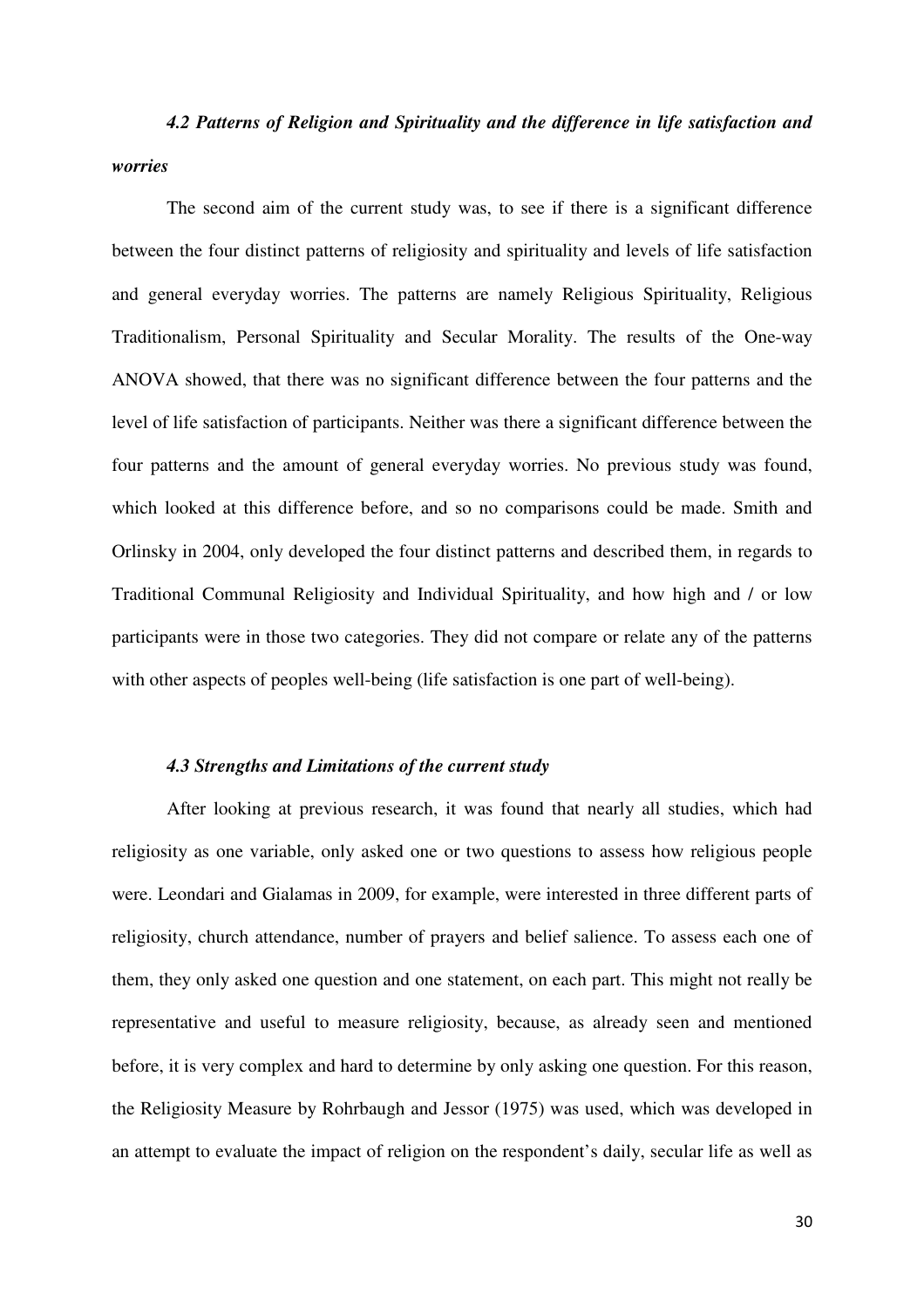### *4.2 Patterns of Religion and Spirituality and the difference in life satisfaction and worries*

The second aim of the current study was, to see if there is a significant difference between the four distinct patterns of religiosity and spirituality and levels of life satisfaction and general everyday worries. The patterns are namely Religious Spirituality, Religious Traditionalism, Personal Spirituality and Secular Morality. The results of the One-way ANOVA showed, that there was no significant difference between the four patterns and the level of life satisfaction of participants. Neither was there a significant difference between the four patterns and the amount of general everyday worries. No previous study was found, which looked at this difference before, and so no comparisons could be made. Smith and Orlinsky in 2004, only developed the four distinct patterns and described them, in regards to Traditional Communal Religiosity and Individual Spirituality, and how high and / or low participants were in those two categories. They did not compare or relate any of the patterns with other aspects of peoples well-being (life satisfaction is one part of well-being).

### *4.3 Strengths and Limitations of the current study*

After looking at previous research, it was found that nearly all studies, which had religiosity as one variable, only asked one or two questions to assess how religious people were. Leondari and Gialamas in 2009, for example, were interested in three different parts of religiosity, church attendance, number of prayers and belief salience. To assess each one of them, they only asked one question and one statement, on each part. This might not really be representative and useful to measure religiosity, because, as already seen and mentioned before, it is very complex and hard to determine by only asking one question. For this reason, the Religiosity Measure by Rohrbaugh and Jessor (1975) was used, which was developed in an attempt to evaluate the impact of religion on the respondent's daily, secular life as well as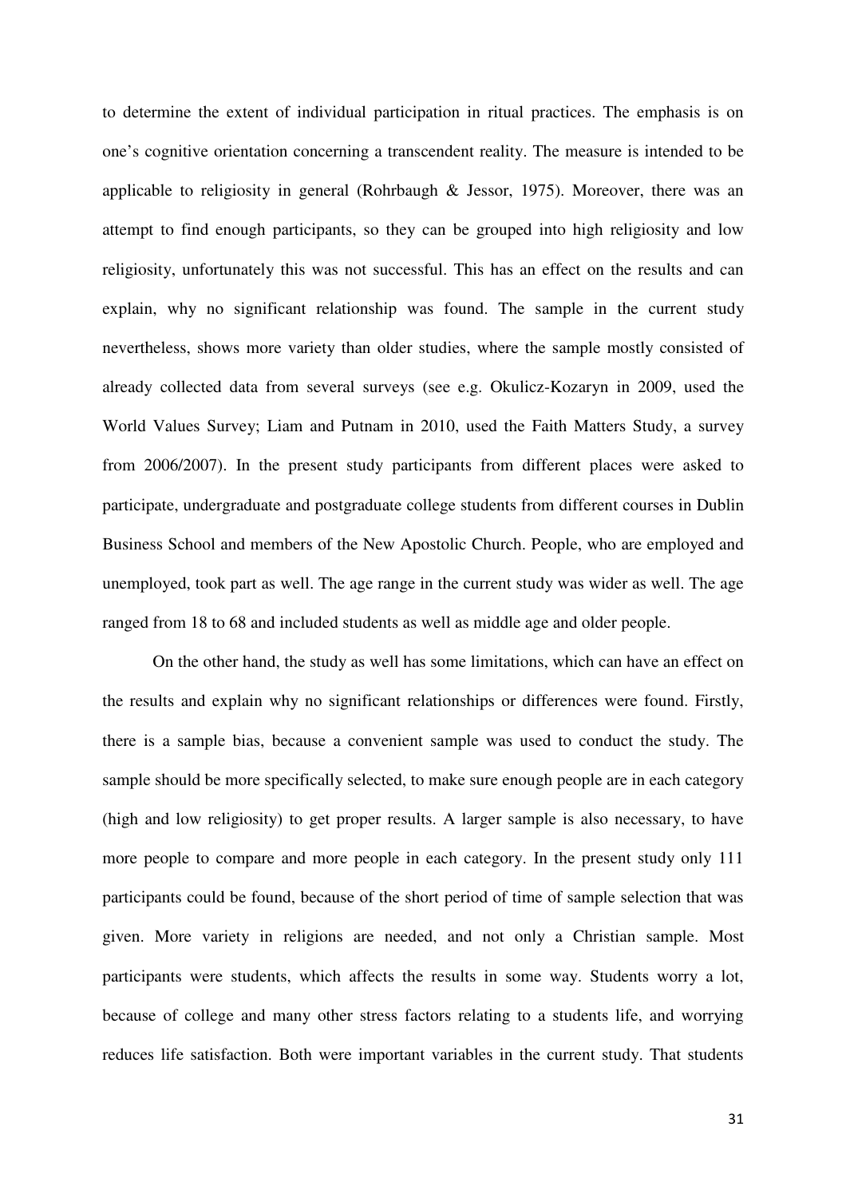to determine the extent of individual participation in ritual practices. The emphasis is on one's cognitive orientation concerning a transcendent reality. The measure is intended to be applicable to religiosity in general (Rohrbaugh & Jessor, 1975). Moreover, there was an attempt to find enough participants, so they can be grouped into high religiosity and low religiosity, unfortunately this was not successful. This has an effect on the results and can explain, why no significant relationship was found. The sample in the current study nevertheless, shows more variety than older studies, where the sample mostly consisted of already collected data from several surveys (see e.g. Okulicz-Kozaryn in 2009, used the World Values Survey; Liam and Putnam in 2010, used the Faith Matters Study, a survey from 2006/2007). In the present study participants from different places were asked to participate, undergraduate and postgraduate college students from different courses in Dublin Business School and members of the New Apostolic Church. People, who are employed and unemployed, took part as well. The age range in the current study was wider as well. The age ranged from 18 to 68 and included students as well as middle age and older people.

On the other hand, the study as well has some limitations, which can have an effect on the results and explain why no significant relationships or differences were found. Firstly, there is a sample bias, because a convenient sample was used to conduct the study. The sample should be more specifically selected, to make sure enough people are in each category (high and low religiosity) to get proper results. A larger sample is also necessary, to have more people to compare and more people in each category. In the present study only 111 participants could be found, because of the short period of time of sample selection that was given. More variety in religions are needed, and not only a Christian sample. Most participants were students, which affects the results in some way. Students worry a lot, because of college and many other stress factors relating to a students life, and worrying reduces life satisfaction. Both were important variables in the current study. That students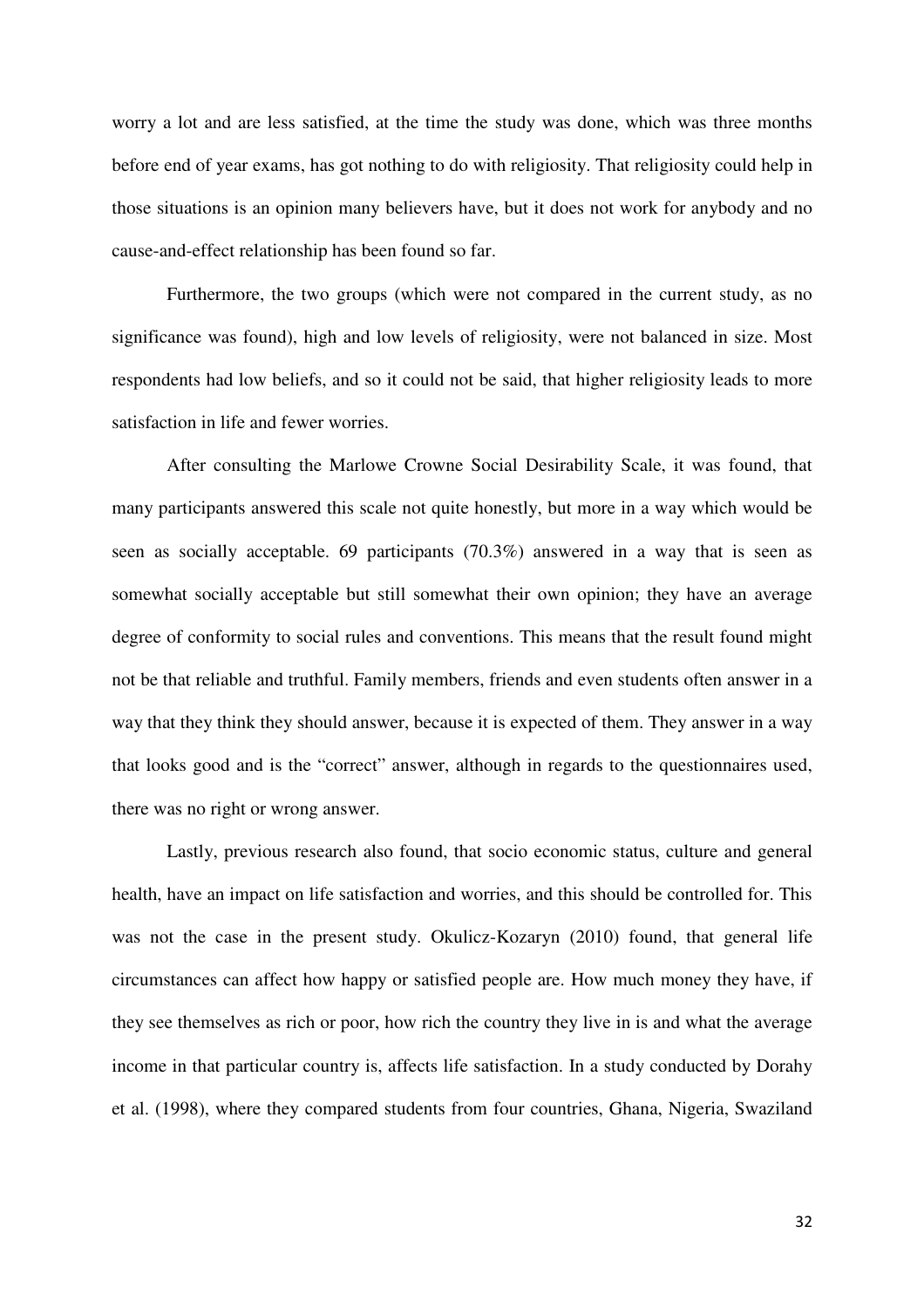worry a lot and are less satisfied, at the time the study was done, which was three months before end of year exams, has got nothing to do with religiosity. That religiosity could help in those situations is an opinion many believers have, but it does not work for anybody and no cause-and-effect relationship has been found so far.

Furthermore, the two groups (which were not compared in the current study, as no significance was found), high and low levels of religiosity, were not balanced in size. Most respondents had low beliefs, and so it could not be said, that higher religiosity leads to more satisfaction in life and fewer worries.

After consulting the Marlowe Crowne Social Desirability Scale, it was found, that many participants answered this scale not quite honestly, but more in a way which would be seen as socially acceptable. 69 participants (70.3%) answered in a way that is seen as somewhat socially acceptable but still somewhat their own opinion; they have an average degree of conformity to social rules and conventions. This means that the result found might not be that reliable and truthful. Family members, friends and even students often answer in a way that they think they should answer, because it is expected of them. They answer in a way that looks good and is the "correct" answer, although in regards to the questionnaires used, there was no right or wrong answer.

Lastly, previous research also found, that socio economic status, culture and general health, have an impact on life satisfaction and worries, and this should be controlled for. This was not the case in the present study. Okulicz-Kozaryn (2010) found, that general life circumstances can affect how happy or satisfied people are. How much money they have, if they see themselves as rich or poor, how rich the country they live in is and what the average income in that particular country is, affects life satisfaction. In a study conducted by Dorahy et al. (1998), where they compared students from four countries, Ghana, Nigeria, Swaziland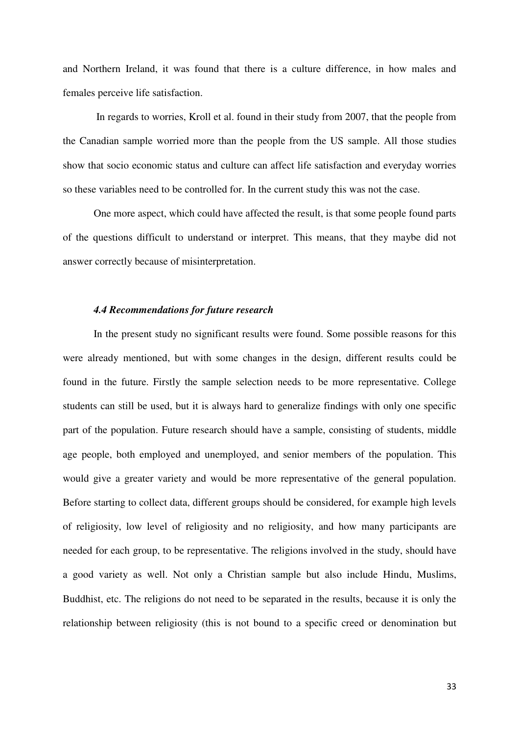and Northern Ireland, it was found that there is a culture difference, in how males and females perceive life satisfaction.

In regards to worries, Kroll et al. found in their study from 2007, that the people from the Canadian sample worried more than the people from the US sample. All those studies show that socio economic status and culture can affect life satisfaction and everyday worries so these variables need to be controlled for. In the current study this was not the case.

One more aspect, which could have affected the result, is that some people found parts of the questions difficult to understand or interpret. This means, that they maybe did not answer correctly because of misinterpretation.

### *4.4 Recommendations for future research*

In the present study no significant results were found. Some possible reasons for this were already mentioned, but with some changes in the design, different results could be found in the future. Firstly the sample selection needs to be more representative. College students can still be used, but it is always hard to generalize findings with only one specific part of the population. Future research should have a sample, consisting of students, middle age people, both employed and unemployed, and senior members of the population. This would give a greater variety and would be more representative of the general population. Before starting to collect data, different groups should be considered, for example high levels of religiosity, low level of religiosity and no religiosity, and how many participants are needed for each group, to be representative. The religions involved in the study, should have a good variety as well. Not only a Christian sample but also include Hindu, Muslims, Buddhist, etc. The religions do not need to be separated in the results, because it is only the relationship between religiosity (this is not bound to a specific creed or denomination but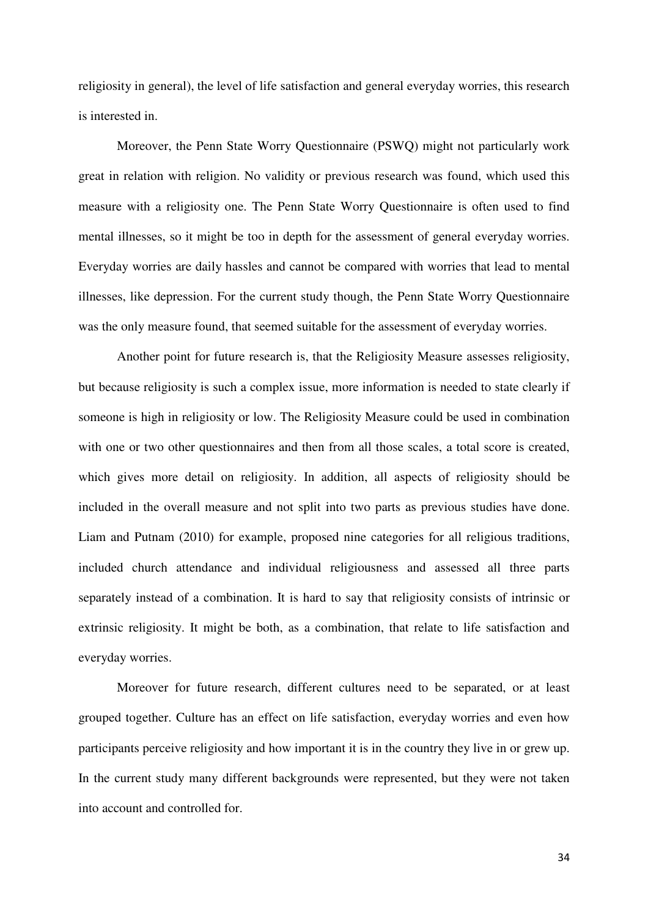religiosity in general), the level of life satisfaction and general everyday worries, this research is interested in.

Moreover, the Penn State Worry Questionnaire (PSWQ) might not particularly work great in relation with religion. No validity or previous research was found, which used this measure with a religiosity one. The Penn State Worry Questionnaire is often used to find mental illnesses, so it might be too in depth for the assessment of general everyday worries. Everyday worries are daily hassles and cannot be compared with worries that lead to mental illnesses, like depression. For the current study though, the Penn State Worry Questionnaire was the only measure found, that seemed suitable for the assessment of everyday worries.

Another point for future research is, that the Religiosity Measure assesses religiosity, but because religiosity is such a complex issue, more information is needed to state clearly if someone is high in religiosity or low. The Religiosity Measure could be used in combination with one or two other questionnaires and then from all those scales, a total score is created, which gives more detail on religiosity. In addition, all aspects of religiosity should be included in the overall measure and not split into two parts as previous studies have done. Liam and Putnam (2010) for example, proposed nine categories for all religious traditions, included church attendance and individual religiousness and assessed all three parts separately instead of a combination. It is hard to say that religiosity consists of intrinsic or extrinsic religiosity. It might be both, as a combination, that relate to life satisfaction and everyday worries.

Moreover for future research, different cultures need to be separated, or at least grouped together. Culture has an effect on life satisfaction, everyday worries and even how participants perceive religiosity and how important it is in the country they live in or grew up. In the current study many different backgrounds were represented, but they were not taken into account and controlled for.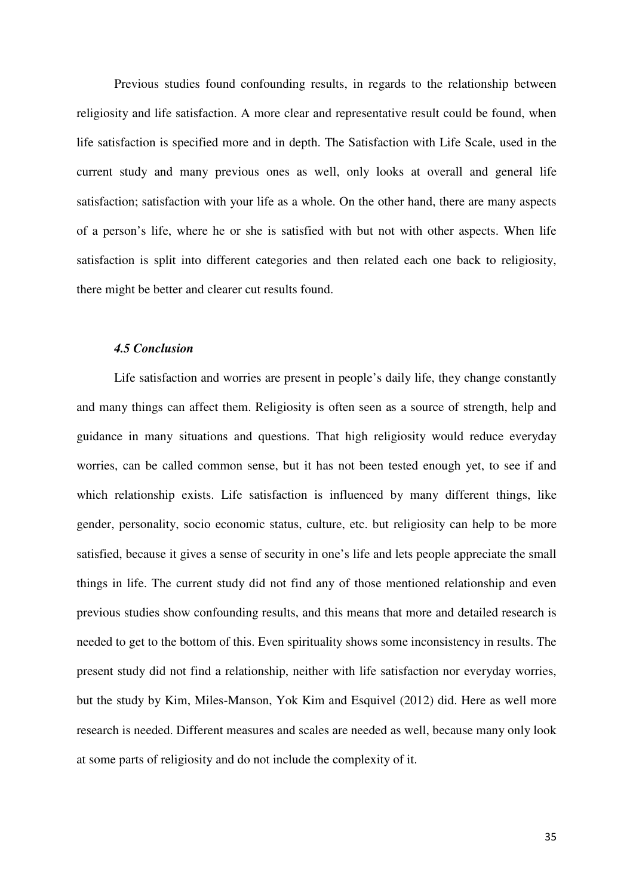Previous studies found confounding results, in regards to the relationship between religiosity and life satisfaction. A more clear and representative result could be found, when life satisfaction is specified more and in depth. The Satisfaction with Life Scale, used in the current study and many previous ones as well, only looks at overall and general life satisfaction; satisfaction with your life as a whole. On the other hand, there are many aspects of a person's life, where he or she is satisfied with but not with other aspects. When life satisfaction is split into different categories and then related each one back to religiosity, there might be better and clearer cut results found.

### *4.5 Conclusion*

Life satisfaction and worries are present in people's daily life, they change constantly and many things can affect them. Religiosity is often seen as a source of strength, help and guidance in many situations and questions. That high religiosity would reduce everyday worries, can be called common sense, but it has not been tested enough yet, to see if and which relationship exists. Life satisfaction is influenced by many different things, like gender, personality, socio economic status, culture, etc. but religiosity can help to be more satisfied, because it gives a sense of security in one's life and lets people appreciate the small things in life. The current study did not find any of those mentioned relationship and even previous studies show confounding results, and this means that more and detailed research is needed to get to the bottom of this. Even spirituality shows some inconsistency in results. The present study did not find a relationship, neither with life satisfaction nor everyday worries, but the study by Kim, Miles-Manson, Yok Kim and Esquivel (2012) did. Here as well more research is needed. Different measures and scales are needed as well, because many only look at some parts of religiosity and do not include the complexity of it.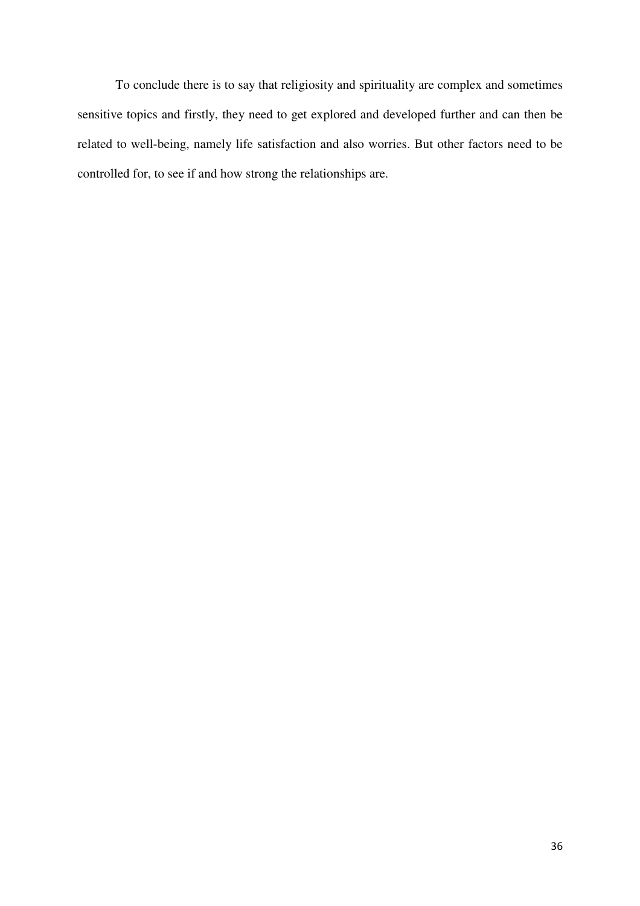To conclude there is to say that religiosity and spirituality are complex and sometimes sensitive topics and firstly, they need to get explored and developed further and can then be related to well-being, namely life satisfaction and also worries. But other factors need to be controlled for, to see if and how strong the relationships are.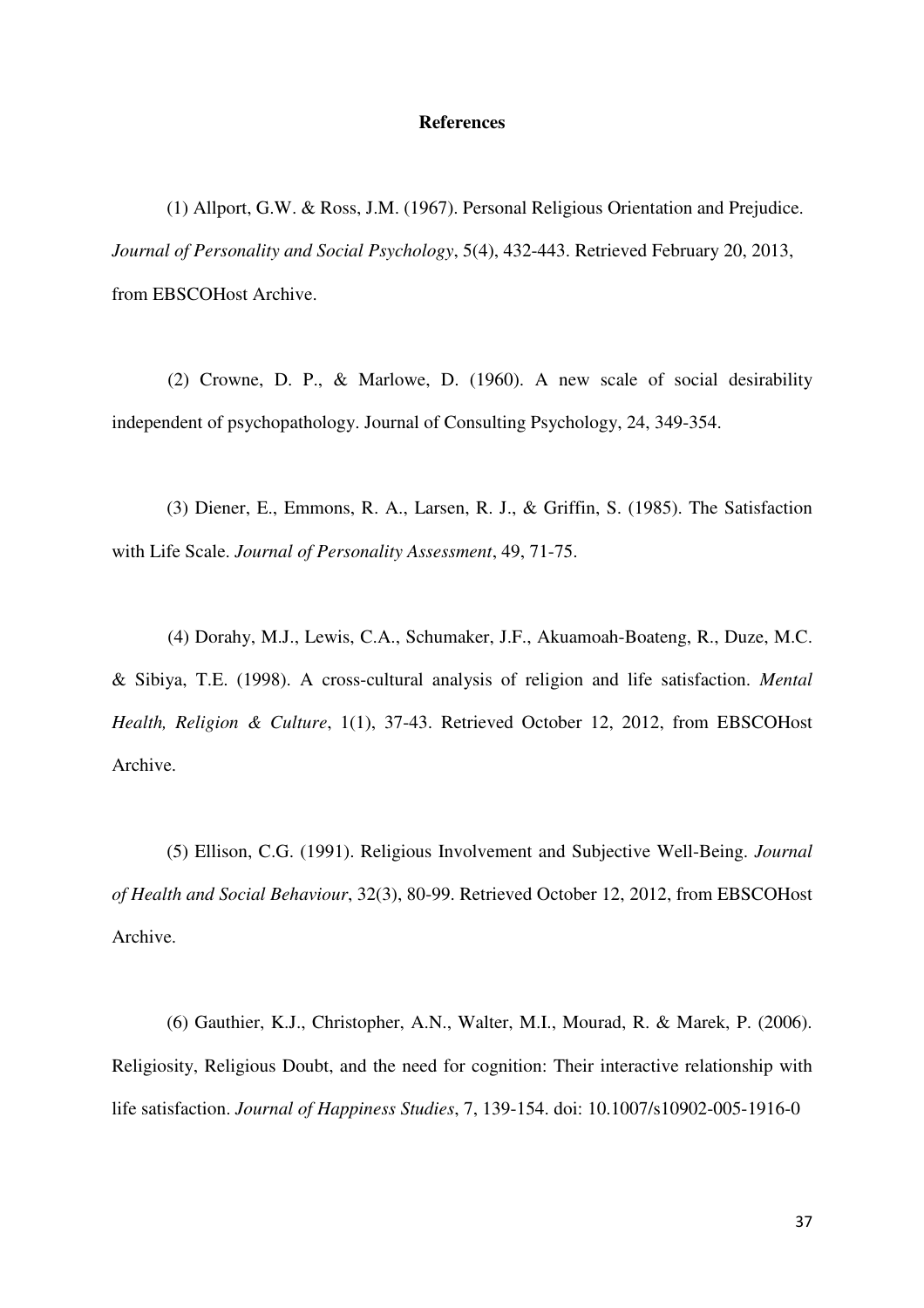**References**

(1) Allport, G.W. & Ross, J.M. (1967). Personal Religious Orientation and Prejudice. *Journal of Personality and Social Psychology*, 5(4), 432-443. Retrieved February 20, 2013, from EBSCOHost Archive.

(2) Crowne, D. P., & Marlowe, D. (1960). A new scale of social desirability independent of psychopathology. Journal of Consulting Psychology, 24, 349-354.

(3) Diener, E., Emmons, R. A., Larsen, R. J., & Griffin, S. (1985). The Satisfaction with Life Scale. *Journal of Personality Assessment*, 49, 71-75.

(4) Dorahy, M.J., Lewis, C.A., Schumaker, J.F., Akuamoah-Boateng, R., Duze, M.C. & Sibiya, T.E. (1998). A cross-cultural analysis of religion and life satisfaction. *Mental Health, Religion & Culture*, 1(1), 37-43. Retrieved October 12, 2012, from EBSCOHost Archive.

(5) Ellison, C.G. (1991). Religious Involvement and Subjective Well-Being. *Journal of Health and Social Behaviour*, 32(3), 80-99. Retrieved October 12, 2012, from EBSCOHost Archive.

(6) Gauthier, K.J., Christopher, A.N., Walter, M.I., Mourad, R. & Marek, P. (2006). Religiosity, Religious Doubt, and the need for cognition: Their interactive relationship with life satisfaction. *Journal of Happiness Studies*, 7, 139-154. doi: 10.1007/s10902-005-1916-0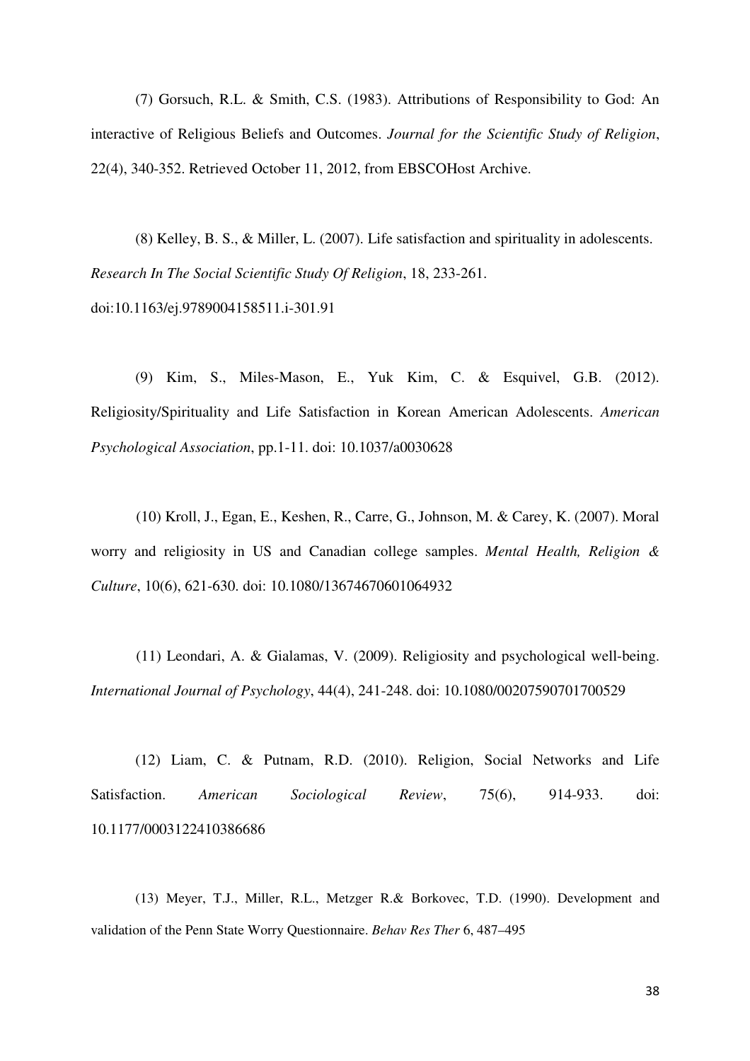(7) Gorsuch, R.L. & Smith, C.S. (1983). Attributions of Responsibility to God: An interactive of Religious Beliefs and Outcomes. *Journal for the Scientific Study of Religion*, 22(4), 340-352. Retrieved October 11, 2012, from EBSCOHost Archive.

(8) Kelley, B. S., & Miller, L. (2007). Life satisfaction and spirituality in adolescents. *Research In The Social Scientific Study Of Religion*, 18, 233-261. doi:10.1163/ej.9789004158511.i-301.91

(9) Kim, S., Miles-Mason, E., Yuk Kim, C. & Esquivel, G.B. (2012). Religiosity/Spirituality and Life Satisfaction in Korean American Adolescents. *American Psychological Association*, pp.1-11. doi: 10.1037/a0030628

(10) Kroll, J., Egan, E., Keshen, R., Carre, G., Johnson, M. & Carey, K. (2007). Moral worry and religiosity in US and Canadian college samples. *Mental Health, Religion & Culture*, 10(6), 621-630. doi: 10.1080/13674670601064932

(11) Leondari, A. & Gialamas, V. (2009). Religiosity and psychological well-being. *International Journal of Psychology*, 44(4), 241-248. doi: 10.1080/00207590701700529

(12) Liam, C. & Putnam, R.D. (2010). Religion, Social Networks and Life Satisfaction. *American Sociological Review*, 75(6), 914-933. doi: 10.1177/0003122410386686

(13) Meyer, T.J., Miller, R.L., Metzger R.& Borkovec, T.D. (1990). Development and validation of the Penn State Worry Questionnaire. *Behav Res Ther* 6, 487–495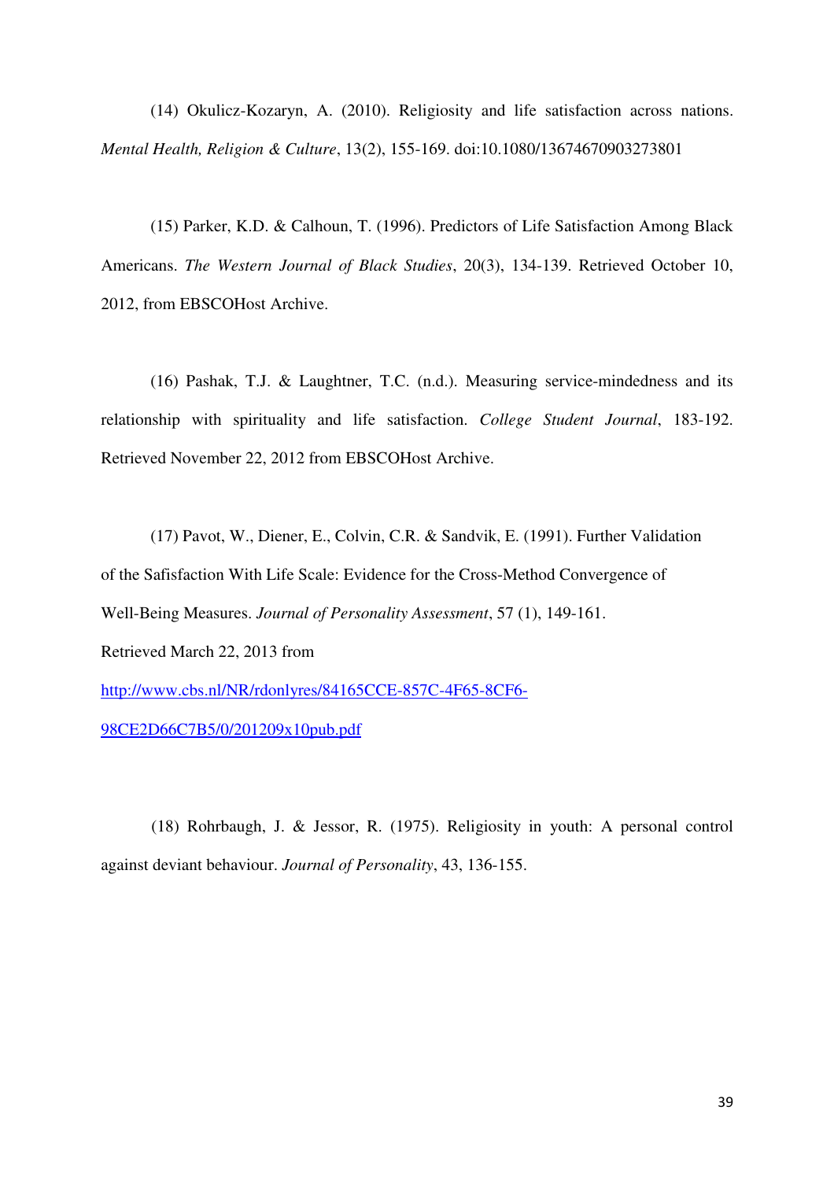(14) Okulicz-Kozaryn, A. (2010). Religiosity and life satisfaction across nations. *Mental Health, Religion & Culture*, 13(2), 155-169. doi:10.1080/13674670903273801

(15) Parker, K.D. & Calhoun, T. (1996). Predictors of Life Satisfaction Among Black Americans. *The Western Journal of Black Studies*, 20(3), 134-139. Retrieved October 10, 2012, from EBSCOHost Archive.

(16) Pashak, T.J. & Laughtner, T.C. (n.d.). Measuring service-mindedness and its relationship with spirituality and life satisfaction. *College Student Journal*, 183-192. Retrieved November 22, 2012 from EBSCOHost Archive.

(17) Pavot, W., Diener, E., Colvin, C.R. & Sandvik, E. (1991). Further Validation of the Safisfaction With Life Scale: Evidence for the Cross-Method Convergence of Well-Being Measures. *Journal of Personality Assessment*, 57 (1), 149-161. Retrieved March 22, 2013 from http://www.cbs.nl/NR/rdonlyres/84165CCE-857C-4F65-8CF6-98CE2D66C7B5/0/201209x10pub.pdf

(18) Rohrbaugh, J. & Jessor, R. (1975). Religiosity in youth: A personal control against deviant behaviour. *Journal of Personality*, 43, 136-155.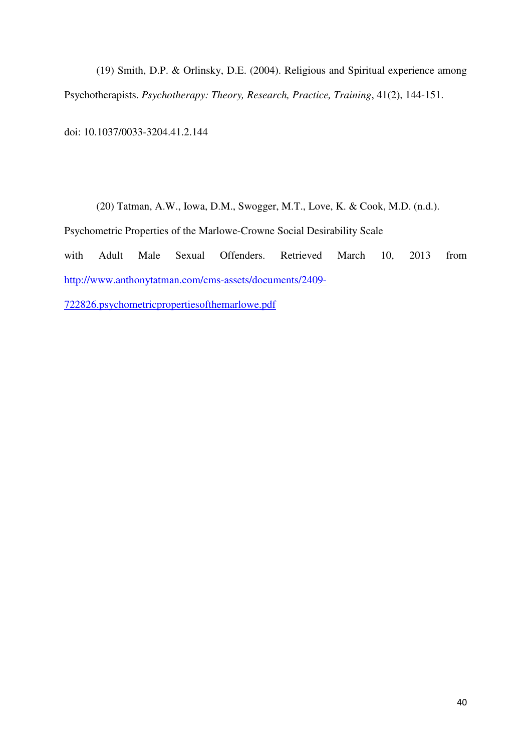(19) Smith, D.P. & Orlinsky, D.E. (2004). Religious and Spiritual experience among Psychotherapists. *Psychotherapy: Theory, Research, Practice, Training*, 41(2), 144-151. doi: 10.1037/0033-3204.41.2.144

(20) Tatman, A.W., Iowa, D.M., Swogger, M.T., Love, K. & Cook, M.D. (n.d.). Psychometric Properties of the Marlowe-Crowne Social Desirability Scale with Adult Male Sexual Offenders. Retrieved March 10, 2013 from [http://www.anthonytatman.com/cms-assets/documents/2409-722826.psychometricpropertiesofthemarlowe.pdf](http://www.anthonytatman.com/cms-assets/documents/2409-722826.psychometricpropertiesofthemarlowe.pdf)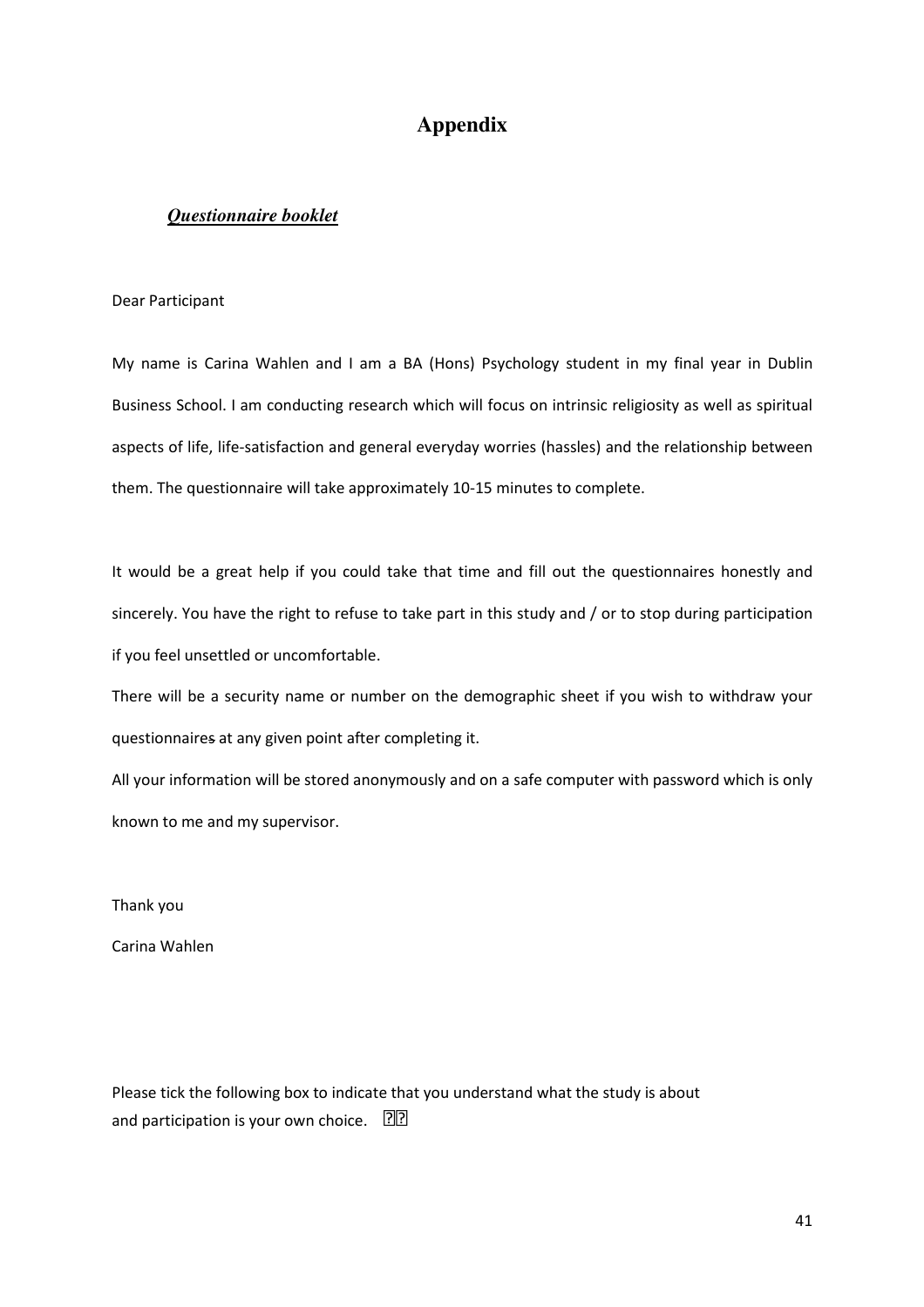# Appendix

## *Questionnaire booklet*

Dear Participant

My name is Carina Wahlen and I am a BA (Hons) Psychology student in my final year in Dublin Business School. I am conducting research which will focus on intrinsic religiosity as well as spiritual aspects of life, life-satisfaction and general everyday worries (hassles) and the relationship between them. The questionnaire will take approximately 10-15 minutes to complete.

It would be a great help if you could take that time and fill out the questionnaires honestly and sincerely. You have the right to refuse to take part in this study and / or to stop during participation if you feel unsettled or uncomfortable.

There will be a security name or number on the demographic sheet if you wish to withdraw your questionnaires at any given point after completing it.

All your information will be stored anonymously and on a safe computer with password which is only known to me and my supervisor.

Thank you

Carina Wahlen

Please tick the following box to indicate that you understand what the study is about and participation is your own choice. ☐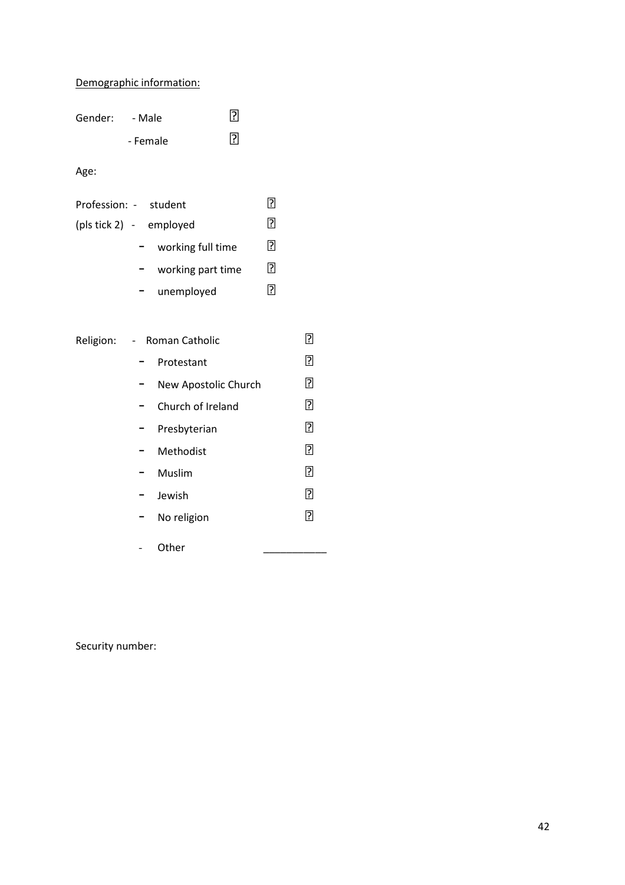Demographic information:

Gender: - Male ☐

- Female ☐

Age:

Profession: - student ☐

(pls tick 2) - employed ☐

- working full time ☐
- working part time ☐
- unemployed ☐

Religion: - Roman Catholic ☐

- Protestant ☐
- New Apostolic Church ☐
- Church of Ireland ☐
- Presbyterian ☐
- Methodist ☐
- Muslim ☐
- Jewish ☐
- No religion ☐
- Other ___________

Security number: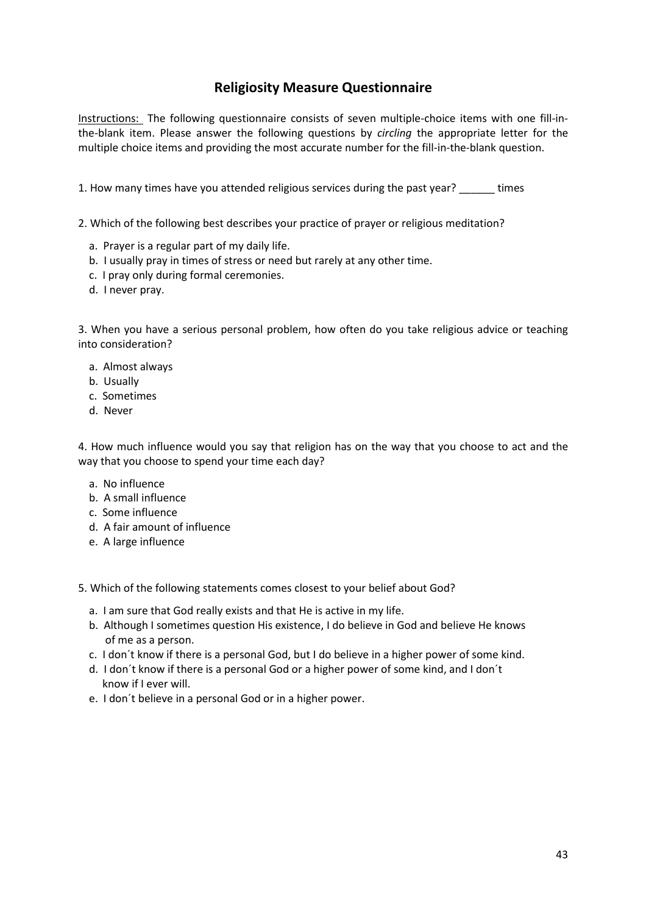## Religiosity Measure Questionnaire

Instructions: The following questionnaire consists of seven multiple-choice items with one fill-in-the-blank item. Please answer the following questions by *circling* the appropriate letter for the multiple choice items and providing the most accurate number for the fill-in-the-blank question.

1. How many times have you attended religious services during the past year? ______ times

2. Which of the following best describes your practice of prayer or religious meditation?

   a. Prayer is a regular part of my daily life.
   b. I usually pray in times of stress or need but rarely at any other time.
   c. I pray only during formal ceremonies.
   d. I never pray.

3. When you have a serious personal problem, how often do you take religious advice or teaching into consideration?

   a. Almost always
   b. Usually
   c. Sometimes
   d. Never

4. How much influence would you say that religion has on the way that you choose to act and the way that you choose to spend your time each day?

   a. No influence
   b. A small influence
   c. Some influence
   d. A fair amount of influence
   e. A large influence

5. Which of the following statements comes closest to your belief about God?

   a. I am sure that God really exists and that He is active in my life.
   b. Although I sometimes question His existence, I do believe in God and believe He knows of me as a person.
   c. I don´t know if there is a personal God, but I do believe in a higher power of some kind.
   d. I don´t know if there is a personal God or a higher power of some kind, and I don´t know if I ever will.
   e. I don´t believe in a personal God or in a higher power.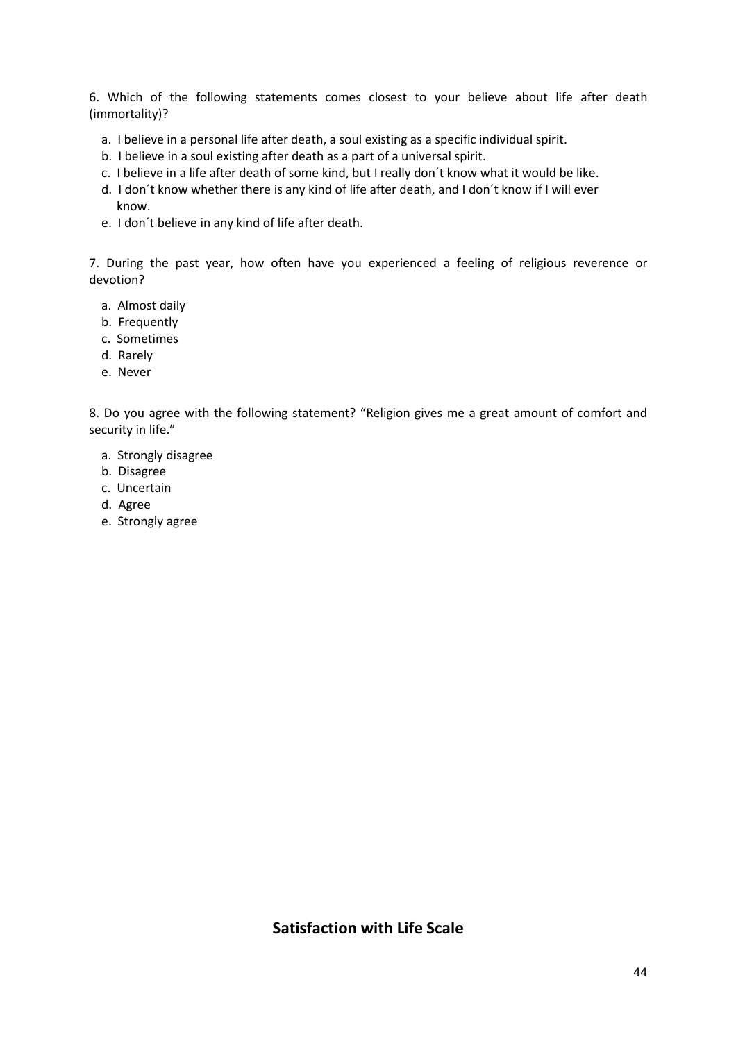6. Which of the following statements comes closest to your believe about life after death (immortality)?

a. I believe in a personal life after death, a soul existing as a specific individual spirit.
b. I believe in a soul existing after death as a part of a universal spirit.
c. I believe in a life after death of some kind, but I really don´t know what it would be like.
d. I don´t know whether there is any kind of life after death, and I don´t know if I will ever know.
e. I don´t believe in any kind of life after death.

7. During the past year, how often have you experienced a feeling of religious reverence or devotion?

a. Almost daily
b. Frequently
c. Sometimes
d. Rarely
e. Never

8. Do you agree with the following statement? "Religion gives me a great amount of comfort and security in life."

a. Strongly disagree
b. Disagree
c. Uncertain
d. Agree
e. Strongly agree

## Satisfaction with Life Scale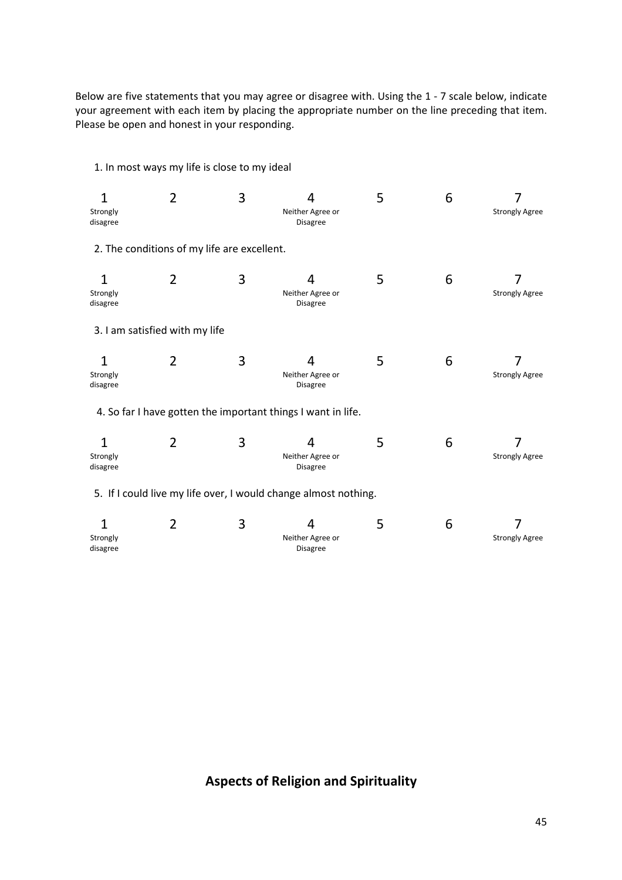Below are five statements that you may agree or disagree with. Using the 1 - 7 scale below, indicate your agreement with each item by placing the appropriate number on the line preceding that item. Please be open and honest in your responding.

1. In most ways my life is close to my ideal

| 1 | 2 | 3 | 4 | 5 | 6 | 7 |
|---|---|---|---|---|---|---|
| Strongly disagree | | | Neither Agree or Disagree | | | Strongly Agree |

2. The conditions of my life are excellent.

| 1 | 2 | 3 | 4 | 5 | 6 | 7 |
|---|---|---|---|---|---|---|
| Strongly disagree | | | Neither Agree or Disagree | | | Strongly Agree |

3. I am satisfied with my life

| 1 | 2 | 3 | 4 | 5 | 6 | 7 |
|---|---|---|---|---|---|---|
| Strongly disagree | | | Neither Agree or Disagree | | | Strongly Agree |

4. So far I have gotten the important things I want in life.

| 1 | 2 | 3 | 4 | 5 | 6 | 7 |
|---|---|---|---|---|---|---|
| Strongly disagree | | | Neither Agree or Disagree | | | Strongly Agree |

5. If I could live my life over, I would change almost nothing.

| 1 | 2 | 3 | 4 | 5 | 6 | 7 |
|---|---|---|---|---|---|---|
| Strongly disagree | | | Neither Agree or Disagree | | | Strongly Agree |

## Aspects of Religion and Spirituality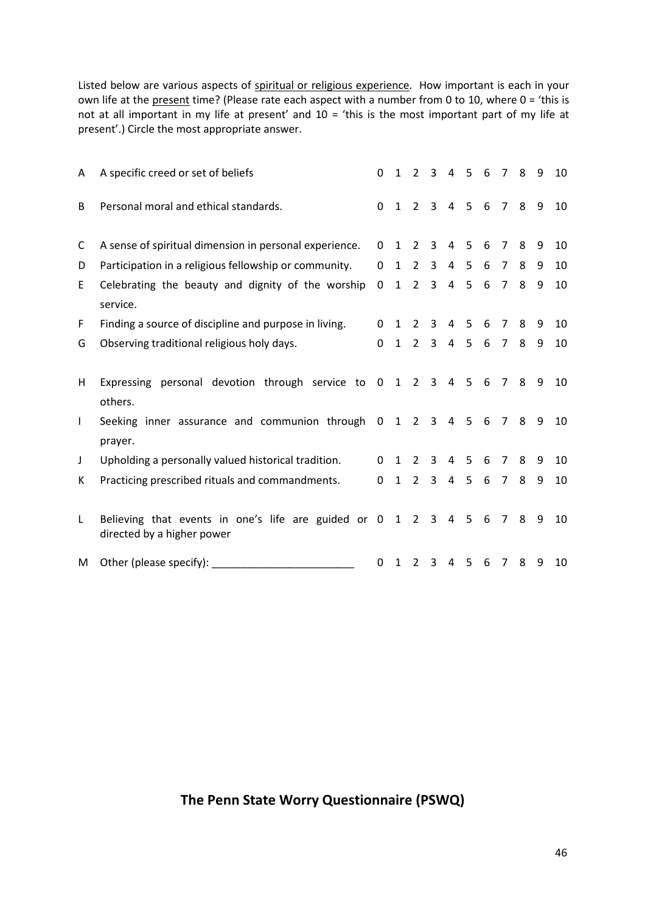Listed below are various aspects of <u>spiritual or religious experience</u>. How important is each in your own life at the <u>present</u> time? (Please rate each aspect with a number from 0 to 10, where 0 = 'this is not at all important in my life at present' and 10 = 'this is the most important part of my life at present'.) Circle the most appropriate answer.

| | | | | | | | | | | | | |
|---|---|---|---|---|---|---|---|---|---|---|---|---|
| A | A specific creed or set of beliefs | 0 | 1 | 2 | 3 | 4 | 5 | 6 | 7 | 8 | 9 | 10 |
| B | Personal moral and ethical standards. | 0 | 1 | 2 | 3 | 4 | 5 | 6 | 7 | 8 | 9 | 10 |
| C | A sense of spiritual dimension in personal experience. | 0 | 1 | 2 | 3 | 4 | 5 | 6 | 7 | 8 | 9 | 10 |
| D | Participation in a religious fellowship or community. | 0 | 1 | 2 | 3 | 4 | 5 | 6 | 7 | 8 | 9 | 10 |
| E | Celebrating the beauty and dignity of the worship service. | 0 | 1 | 2 | 3 | 4 | 5 | 6 | 7 | 8 | 9 | 10 |
| F | Finding a source of discipline and purpose in living. | 0 | 1 | 2 | 3 | 4 | 5 | 6 | 7 | 8 | 9 | 10 |
| G | Observing traditional religious holy days. | 0 | 1 | 2 | 3 | 4 | 5 | 6 | 7 | 8 | 9 | 10 |
| H | Expressing personal devotion through service to others. | 0 | 1 | 2 | 3 | 4 | 5 | 6 | 7 | 8 | 9 | 10 |
| I | Seeking inner assurance and communion through prayer. | 0 | 1 | 2 | 3 | 4 | 5 | 6 | 7 | 8 | 9 | 10 |
| J | Upholding a personally valued historical tradition. | 0 | 1 | 2 | 3 | 4 | 5 | 6 | 7 | 8 | 9 | 10 |
| K | Practicing prescribed rituals and commandments. | 0 | 1 | 2 | 3 | 4 | 5 | 6 | 7 | 8 | 9 | 10 |
| L | Believing that events in one's life are guided or directed by a higher power | 0 | 1 | 2 | 3 | 4 | 5 | 6 | 7 | 8 | 9 | 10 |
| M | Other (please specify): ________________________ | 0 | 1 | 2 | 3 | 4 | 5 | 6 | 7 | 8 | 9 | 10 |

## The Penn State Worry Questionnaire (PSWQ)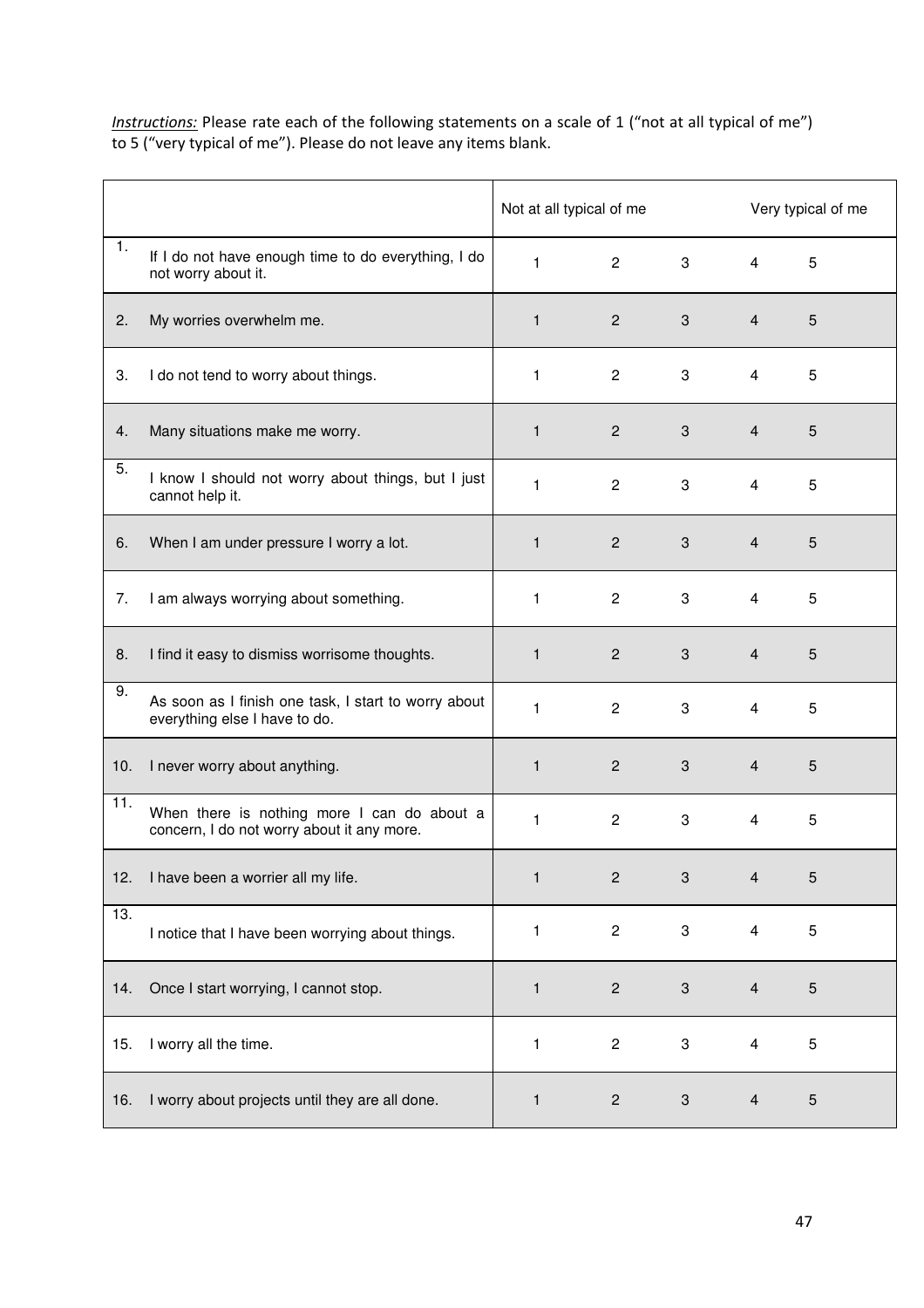*Instructions:* Please rate each of the following statements on a scale of 1 ("not at all typical of me") to 5 ("very typical of me"). Please do not leave any items blank.

| | | Not at all typical of me | | | | Very typical of me |
|---|---|---|---|---|---|---|
| 1. | If I do not have enough time to do everything, I do not worry about it. | 1 | 2 | 3 | 4 | 5 |
| 2. | My worries overwhelm me. | 1 | 2 | 3 | 4 | 5 |
| 3. | I do not tend to worry about things. | 1 | 2 | 3 | 4 | 5 |
| 4. | Many situations make me worry. | 1 | 2 | 3 | 4 | 5 |
| 5. | I know I should not worry about things, but I just cannot help it. | 1 | 2 | 3 | 4 | 5 |
| 6. | When I am under pressure I worry a lot. | 1 | 2 | 3 | 4 | 5 |
| 7. | I am always worrying about something. | 1 | 2 | 3 | 4 | 5 |
| 8. | I find it easy to dismiss worrisome thoughts. | 1 | 2 | 3 | 4 | 5 |
| 9. | As soon as I finish one task, I start to worry about everything else I have to do. | 1 | 2 | 3 | 4 | 5 |
| 10. | I never worry about anything. | 1 | 2 | 3 | 4 | 5 |
| 11. | When there is nothing more I can do about a concern, I do not worry about it any more. | 1 | 2 | 3 | 4 | 5 |
| 12. | I have been a worrier all my life. | 1 | 2 | 3 | 4 | 5 |
| 13. | I notice that I have been worrying about things. | 1 | 2 | 3 | 4 | 5 |
| 14. | Once I start worrying, I cannot stop. | 1 | 2 | 3 | 4 | 5 |
| 15. | I worry all the time. | 1 | 2 | 3 | 4 | 5 |
| 16. | I worry about projects until they are all done. | 1 | 2 | 3 | 4 | 5 |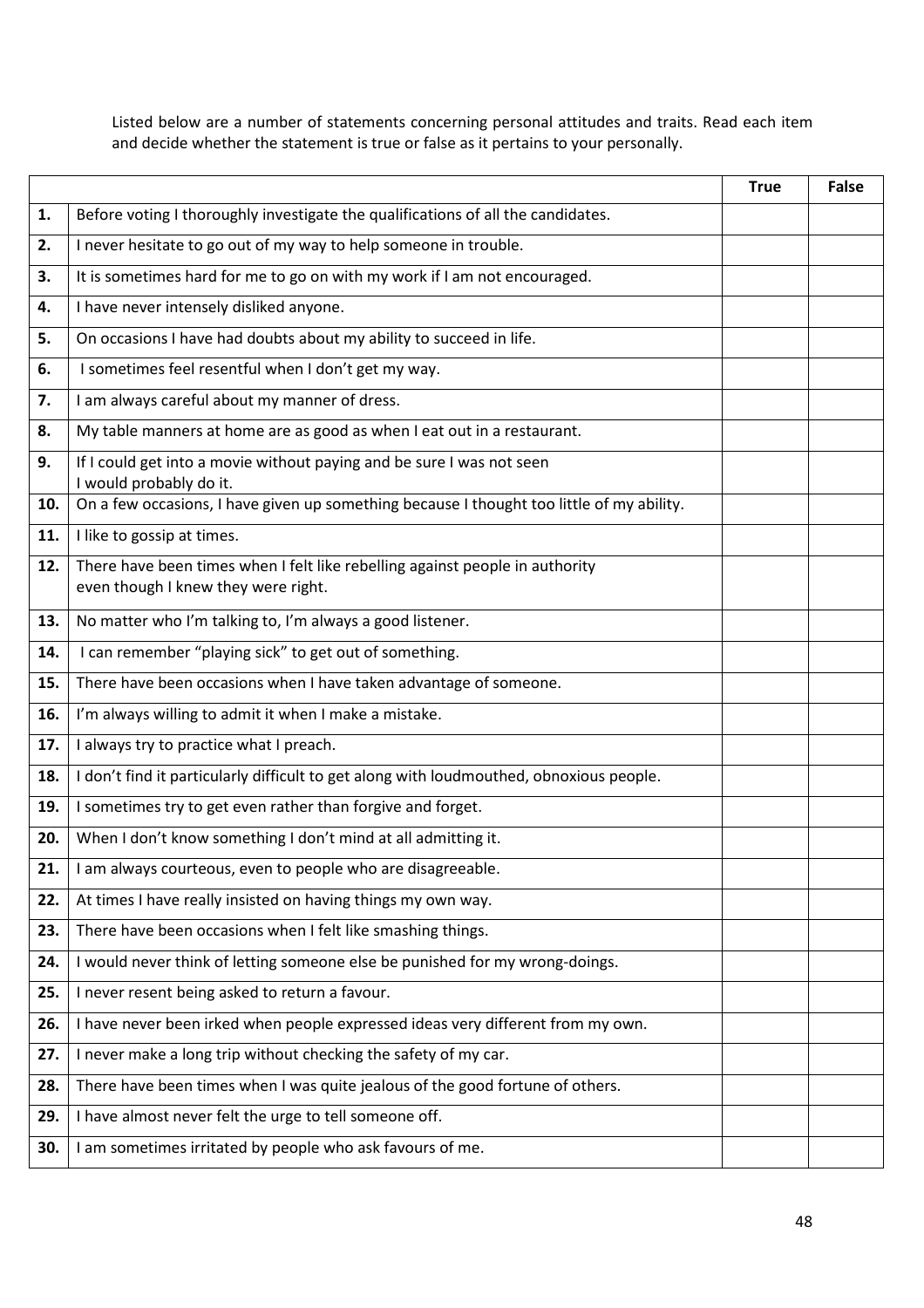Listed below are a number of statements concerning personal attitudes and traits. Read each item and decide whether the statement is true or false as it pertains to your personally.

| | | True | False |
|---|---|---|---|
| **1.** | Before voting I thoroughly investigate the qualifications of all the candidates. | | |
| **2.** | I never hesitate to go out of my way to help someone in trouble. | | |
| **3.** | It is sometimes hard for me to go on with my work if I am not encouraged. | | |
| **4.** | I have never intensely disliked anyone. | | |
| **5.** | On occasions I have had doubts about my ability to succeed in life. | | |
| **6.** | I sometimes feel resentful when I don't get my way. | | |
| **7.** | I am always careful about my manner of dress. | | |
| **8.** | My table manners at home are as good as when I eat out in a restaurant. | | |
| **9.** | If I could get into a movie without paying and be sure I was not seen I would probably do it. | | |
| **10.** | On a few occasions, I have given up something because I thought too little of my ability. | | |
| **11.** | I like to gossip at times. | | |
| **12.** | There have been times when I felt like rebelling against people in authority even though I knew they were right. | | |
| **13.** | No matter who I'm talking to, I'm always a good listener. | | |
| **14.** | I can remember "playing sick" to get out of something. | | |
| **15.** | There have been occasions when I have taken advantage of someone. | | |
| **16.** | I'm always willing to admit it when I make a mistake. | | |
| **17.** | I always try to practice what I preach. | | |
| **18.** | I don't find it particularly difficult to get along with loudmouthed, obnoxious people. | | |
| **19.** | I sometimes try to get even rather than forgive and forget. | | |
| **20.** | When I don't know something I don't mind at all admitting it. | | |
| **21.** | I am always courteous, even to people who are disagreeable. | | |
| **22.** | At times I have really insisted on having things my own way. | | |
| **23.** | There have been occasions when I felt like smashing things. | | |
| **24.** | I would never think of letting someone else be punished for my wrong-doings. | | |
| **25.** | I never resent being asked to return a favour. | | |
| **26.** | I have never been irked when people expressed ideas very different from my own. | | |
| **27.** | I never make a long trip without checking the safety of my car. | | |
| **28.** | There have been times when I was quite jealous of the good fortune of others. | | |
| **29.** | I have almost never felt the urge to tell someone off. | | |
| **30.** | I am sometimes irritated by people who ask favours of me. | | |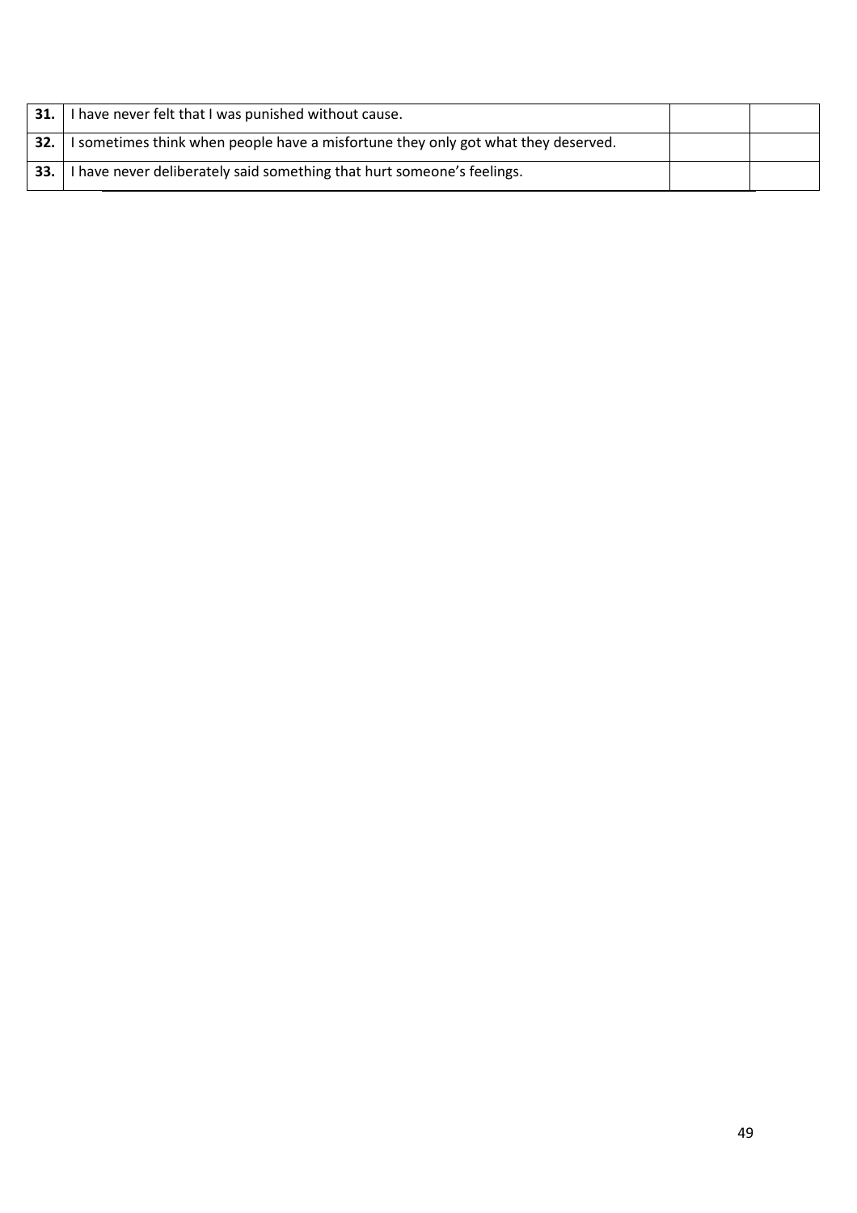| | | | |
|---|---|---|---|
| **31.** | I have never felt that I was punished without cause. | | |
| **32.** | I sometimes think when people have a misfortune they only got what they deserved. | | |
| **33.** | I have never deliberately said something that hurt someone's feelings. | | |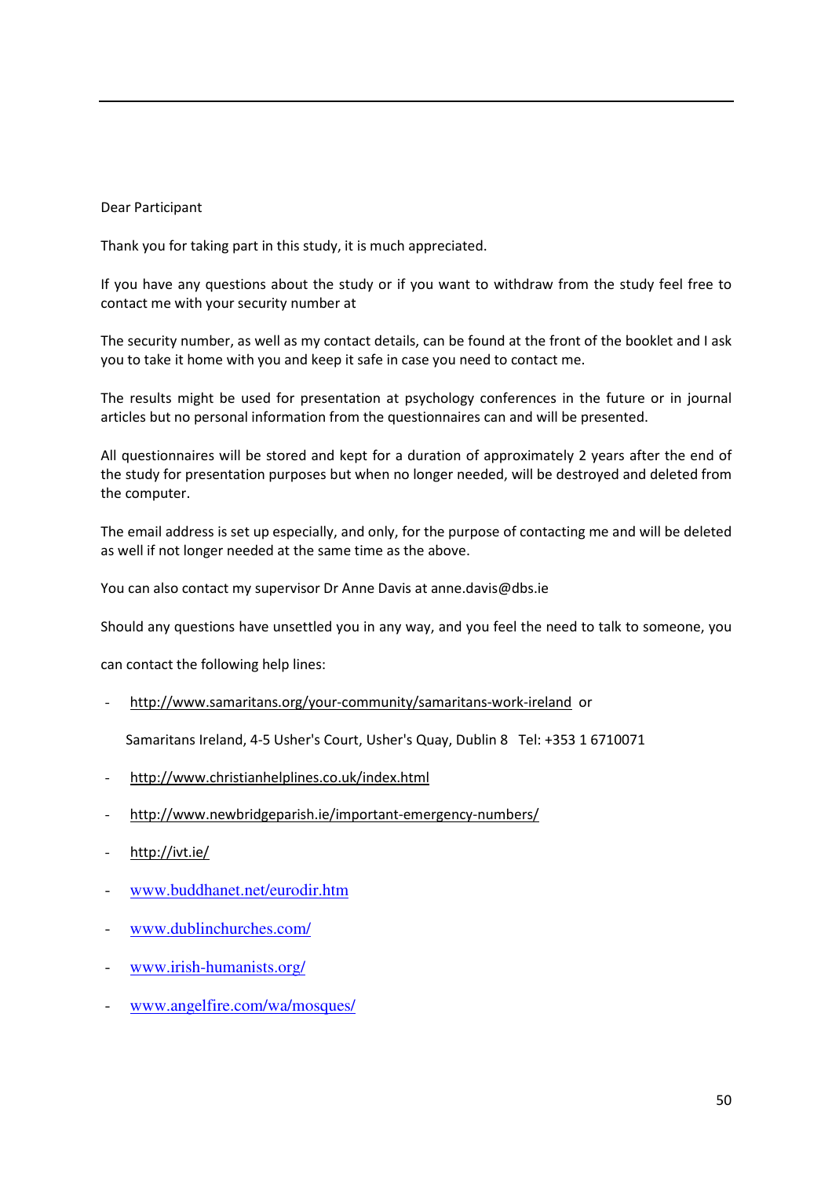Dear Participant

Thank you for taking part in this study, it is much appreciated.

If you have any questions about the study or if you want to withdraw from the study feel free to contact me with your security number at

The security number, as well as my contact details, can be found at the front of the booklet and I ask you to take it home with you and keep it safe in case you need to contact me.

The results might be used for presentation at psychology conferences in the future or in journal articles but no personal information from the questionnaires can and will be presented.

All questionnaires will be stored and kept for a duration of approximately 2 years after the end of the study for presentation purposes but when no longer needed, will be destroyed and deleted from the computer.

The email address is set up especially, and only, for the purpose of contacting me and will be deleted as well if not longer needed at the same time as the above.

You can also contact my supervisor Dr Anne Davis at anne.davis@dbs.ie

Should any questions have unsettled you in any way, and you feel the need to talk to someone, you

can contact the following help lines:

- http://www.samaritans.org/your-community/samaritans-work-ireland or

  Samaritans Ireland, 4-5 Usher's Court, Usher's Quay, Dublin 8 Tel: +353 1 6710071

- http://www.christianhelplines.co.uk/index.html
- http://www.newbridgeparish.ie/important-emergency-numbers/
- http://ivt.ie/
- www.buddhanet.net/eurodir.htm
- www.dublinchurches.com/
- www.irish-humanists.org/
- www.angelfire.com/wa/mosques/